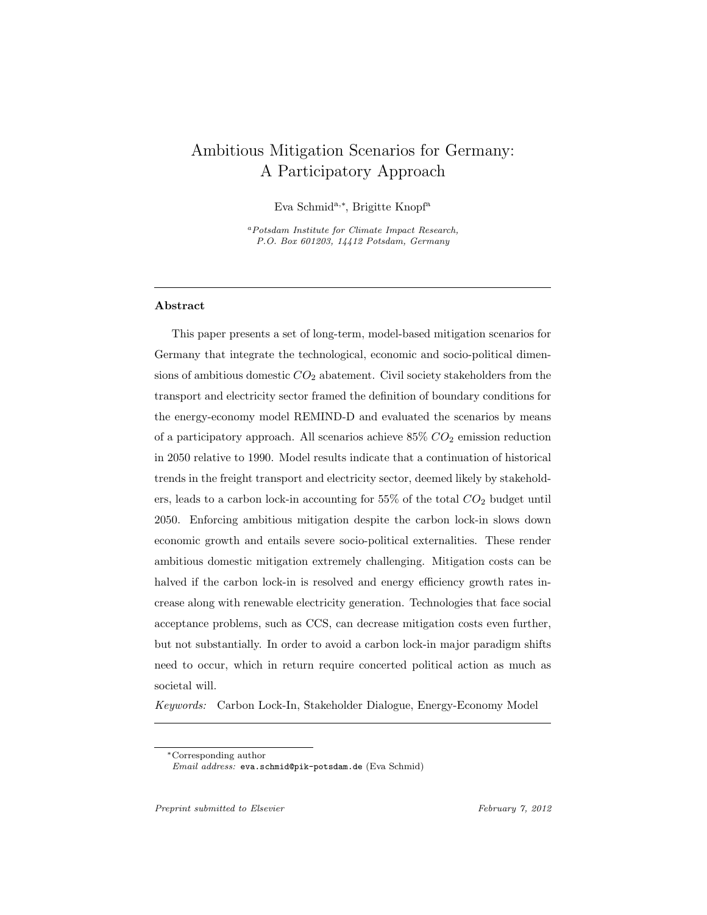# Ambitious Mitigation Scenarios for Germany: A Participatory Approach

Eva Schmid[a,*], Brigitte Knopf[a]

[a] *Potsdam Institute for Climate Impact Research, P.O. Box 601203, 14412 Potsdam, Germany*

---

### Abstract

This paper presents a set of long-term, model-based mitigation scenarios for Germany that integrate the technological, economic and socio-political dimensions of ambitious domestic $CO_2$ abatement. Civil society stakeholders from the transport and electricity sector framed the definition of boundary conditions for the energy-economy model REMIND-D and evaluated the scenarios by means of a participatory approach. All scenarios achieve 85% $CO_2$ emission reduction in 2050 relative to 1990. Model results indicate that a continuation of historical trends in the freight transport and electricity sector, deemed likely by stakeholders, leads to a carbon lock-in accounting for 55% of the total $CO_2$ budget until 2050. Enforcing ambitious mitigation despite the carbon lock-in slows down economic growth and entails severe socio-political externalities. These render ambitious domestic mitigation extremely challenging. Mitigation costs can be halved if the carbon lock-in is resolved and energy efficiency growth rates increase along with renewable electricity generation. Technologies that face social acceptance problems, such as CCS, can decrease mitigation costs even further, but not substantially. In order to avoid a carbon lock-in major paradigm shifts need to occur, which in return require concerted political action as much as societal will.

*Keywords:* Carbon Lock-In, Stakeholder Dialogue, Energy-Economy Model

---

*Corresponding author
*Email address:* eva.schmid@pik-potsdam.de (Eva Schmid)

*Preprint submitted to Elsevier* *February 7, 2012*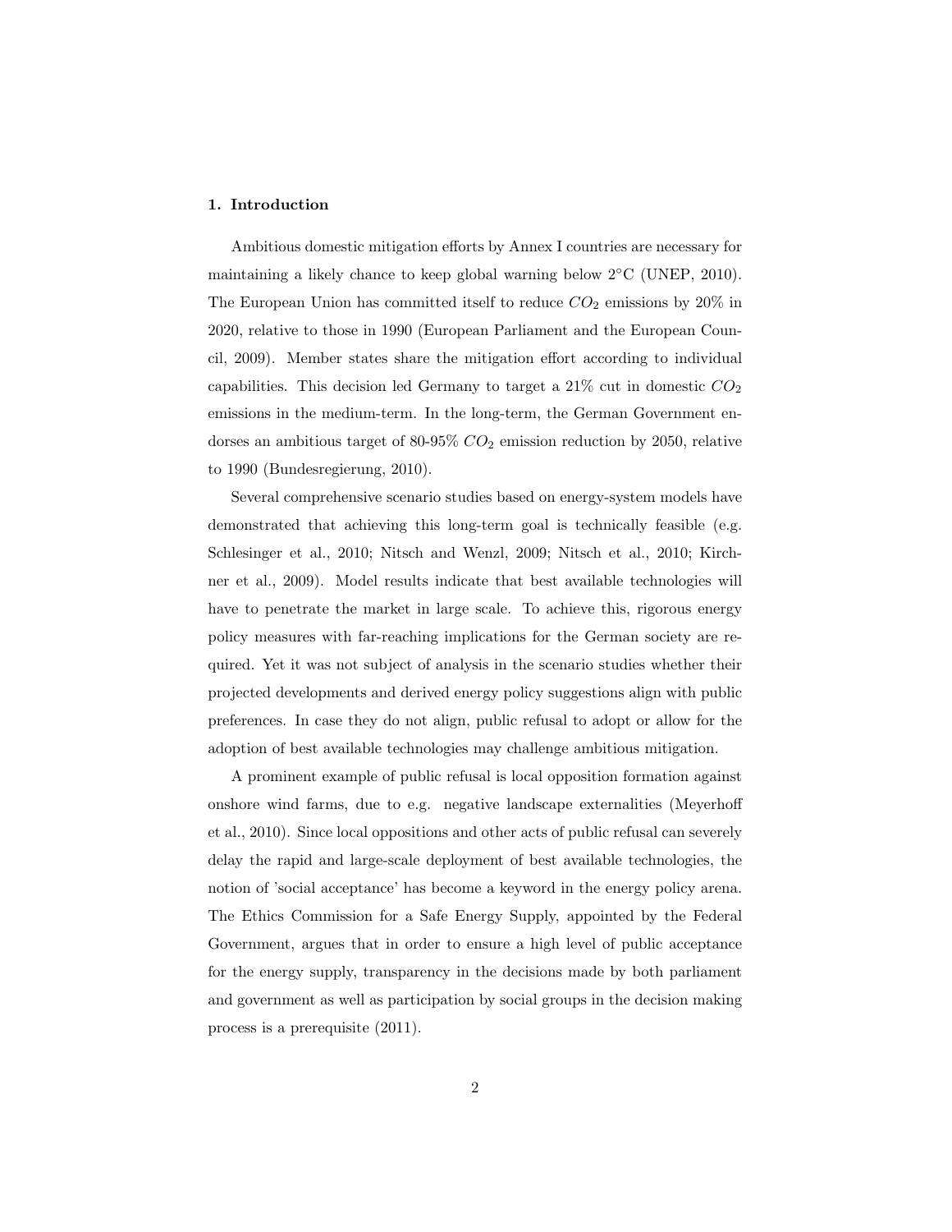## 1. Introduction

Ambitious domestic mitigation efforts by Annex I countries are necessary for maintaining a likely chance to keep global warning below 2°C (UNEP, 2010). The European Union has committed itself to reduce $CO_2$ emissions by 20% in 2020, relative to those in 1990 (European Parliament and the European Council, 2009). Member states share the mitigation effort according to individual capabilities. This decision led Germany to target a 21% cut in domestic $CO_2$ emissions in the medium-term. In the long-term, the German Government endorses an ambitious target of 80-95% $CO_2$ emission reduction by 2050, relative to 1990 (Bundesregierung, 2010).

Several comprehensive scenario studies based on energy-system models have demonstrated that achieving this long-term goal is technically feasible (e.g. Schlesinger et al., 2010; Nitsch and Wenzl, 2009; Nitsch et al., 2010; Kirchner et al., 2009). Model results indicate that best available technologies will have to penetrate the market in large scale. To achieve this, rigorous energy policy measures with far-reaching implications for the German society are required. Yet it was not subject of analysis in the scenario studies whether their projected developments and derived energy policy suggestions align with public preferences. In case they do not align, public refusal to adopt or allow for the adoption of best available technologies may challenge ambitious mitigation.

A prominent example of public refusal is local opposition formation against onshore wind farms, due to e.g. negative landscape externalities (Meyerhoff et al., 2010). Since local oppositions and other acts of public refusal can severely delay the rapid and large-scale deployment of best available technologies, the notion of 'social acceptance' has become a keyword in the energy policy arena. The Ethics Commission for a Safe Energy Supply, appointed by the Federal Government, argues that in order to ensure a high level of public acceptance for the energy supply, transparency in the decisions made by both parliament and government as well as participation by social groups in the decision making process is a prerequisite (2011).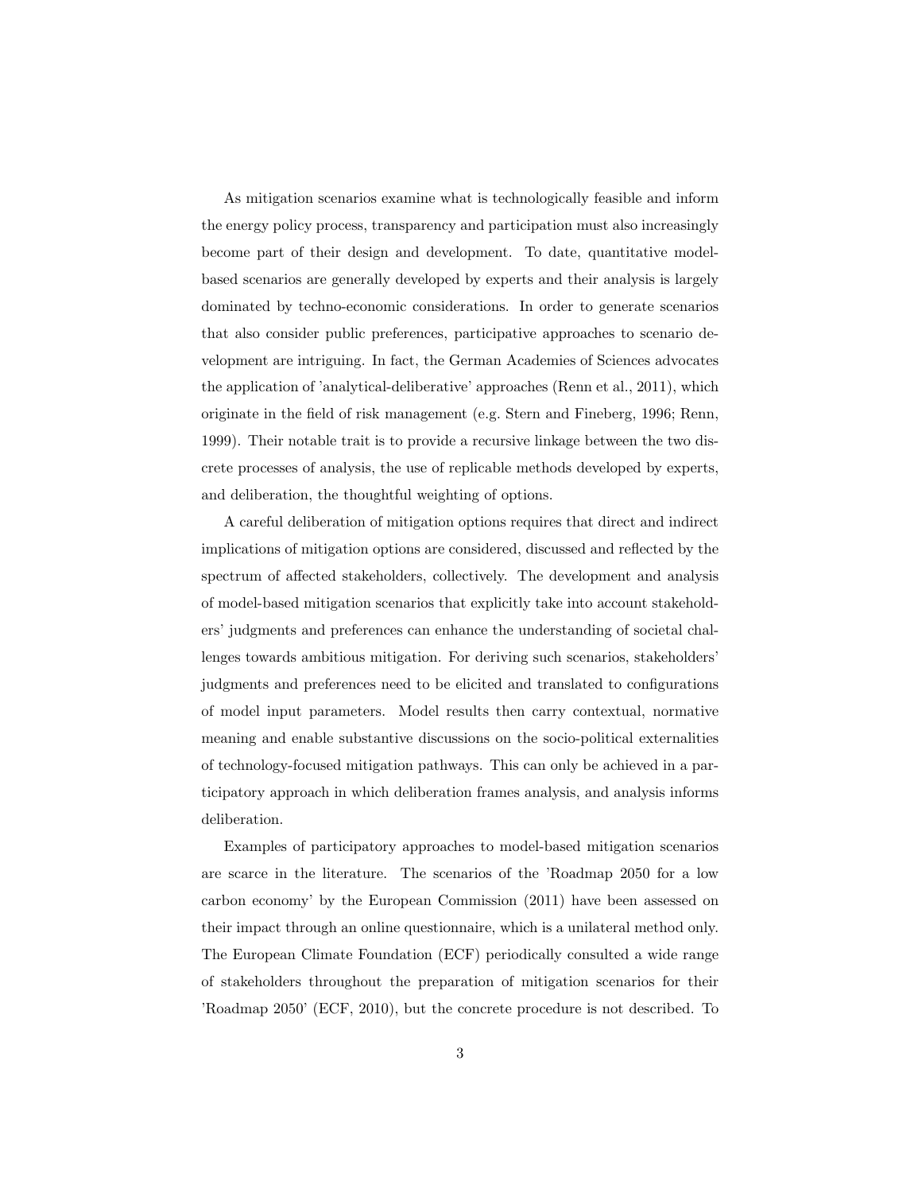As mitigation scenarios examine what is technologically feasible and inform the energy policy process, transparency and participation must also increasingly become part of their design and development. To date, quantitative model-based scenarios are generally developed by experts and their analysis is largely dominated by techno-economic considerations. In order to generate scenarios that also consider public preferences, participative approaches to scenario development are intriguing. In fact, the German Academies of Sciences advocates the application of 'analytical-deliberative' approaches (Renn et al., 2011), which originate in the field of risk management (e.g. Stern and Fineberg, 1996; Renn, 1999). Their notable trait is to provide a recursive linkage between the two discrete processes of analysis, the use of replicable methods developed by experts, and deliberation, the thoughtful weighting of options.

A careful deliberation of mitigation options requires that direct and indirect implications of mitigation options are considered, discussed and reflected by the spectrum of affected stakeholders, collectively. The development and analysis of model-based mitigation scenarios that explicitly take into account stakeholders' judgments and preferences can enhance the understanding of societal challenges towards ambitious mitigation. For deriving such scenarios, stakeholders' judgments and preferences need to be elicited and translated to configurations of model input parameters. Model results then carry contextual, normative meaning and enable substantive discussions on the socio-political externalities of technology-focused mitigation pathways. This can only be achieved in a participatory approach in which deliberation frames analysis, and analysis informs deliberation.

Examples of participatory approaches to model-based mitigation scenarios are scarce in the literature. The scenarios of the 'Roadmap 2050 for a low carbon economy' by the European Commission (2011) have been assessed on their impact through an online questionnaire, which is a unilateral method only. The European Climate Foundation (ECF) periodically consulted a wide range of stakeholders throughout the preparation of mitigation scenarios for their 'Roadmap 2050' (ECF, 2010), but the concrete procedure is not described. To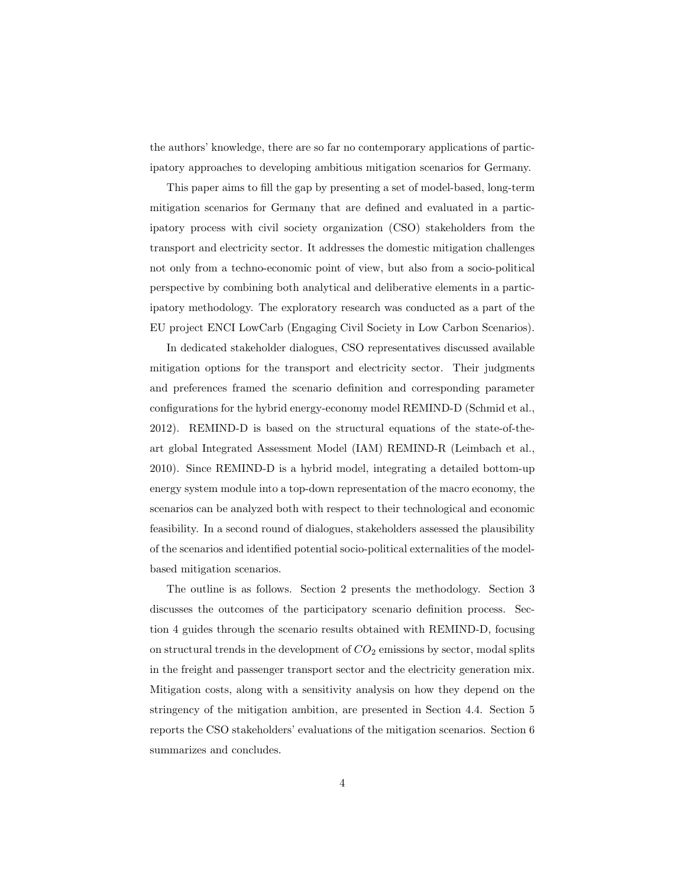the authors' knowledge, there are so far no contemporary applications of participatory approaches to developing ambitious mitigation scenarios for Germany.

This paper aims to fill the gap by presenting a set of model-based, long-term mitigation scenarios for Germany that are defined and evaluated in a participatory process with civil society organization (CSO) stakeholders from the transport and electricity sector. It addresses the domestic mitigation challenges not only from a techno-economic point of view, but also from a socio-political perspective by combining both analytical and deliberative elements in a participatory methodology. The exploratory research was conducted as a part of the EU project ENCI LowCarb (Engaging Civil Society in Low Carbon Scenarios).

In dedicated stakeholder dialogues, CSO representatives discussed available mitigation options for the transport and electricity sector. Their judgments and preferences framed the scenario definition and corresponding parameter configurations for the hybrid energy-economy model REMIND-D (Schmid et al., 2012). REMIND-D is based on the structural equations of the state-of-the-art global Integrated Assessment Model (IAM) REMIND-R (Leimbach et al., 2010). Since REMIND-D is a hybrid model, integrating a detailed bottom-up energy system module into a top-down representation of the macro economy, the scenarios can be analyzed both with respect to their technological and economic feasibility. In a second round of dialogues, stakeholders assessed the plausibility of the scenarios and identified potential socio-political externalities of the model-based mitigation scenarios.

The outline is as follows. Section 2 presents the methodology. Section 3 discusses the outcomes of the participatory scenario definition process. Section 4 guides through the scenario results obtained with REMIND-D, focusing on structural trends in the development of $CO_2$ emissions by sector, modal splits in the freight and passenger transport sector and the electricity generation mix. Mitigation costs, along with a sensitivity analysis on how they depend on the stringency of the mitigation ambition, are presented in Section 4.4. Section 5 reports the CSO stakeholders' evaluations of the mitigation scenarios. Section 6 summarizes and concludes.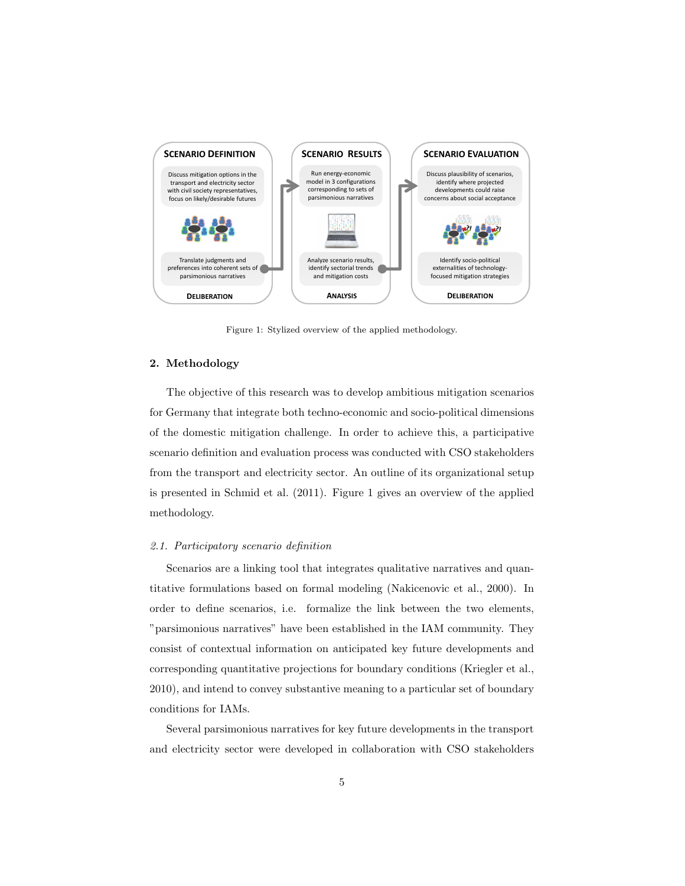Figure 1: Stylized overview of the applied methodology.

## 2. Methodology

The objective of this research was to develop ambitious mitigation scenarios for Germany that integrate both techno-economic and socio-political dimensions of the domestic mitigation challenge. In order to achieve this, a participative scenario definition and evaluation process was conducted with CSO stakeholders from the transport and electricity sector. An outline of its organizational setup is presented in Schmid et al. (2011). Figure 1 gives an overview of the applied methodology.

### *2.1. Participatory scenario definition*

Scenarios are a linking tool that integrates qualitative narratives and quantitative formulations based on formal modeling (Nakicenovic et al., 2000). In order to define scenarios, i.e. formalize the link between the two elements, "parsimonious narratives" have been established in the IAM community. They consist of contextual information on anticipated key future developments and corresponding quantitative projections for boundary conditions (Kriegler et al., 2010), and intend to convey substantive meaning to a particular set of boundary conditions for IAMs.

Several parsimonious narratives for key future developments in the transport and electricity sector were developed in collaboration with CSO stakeholders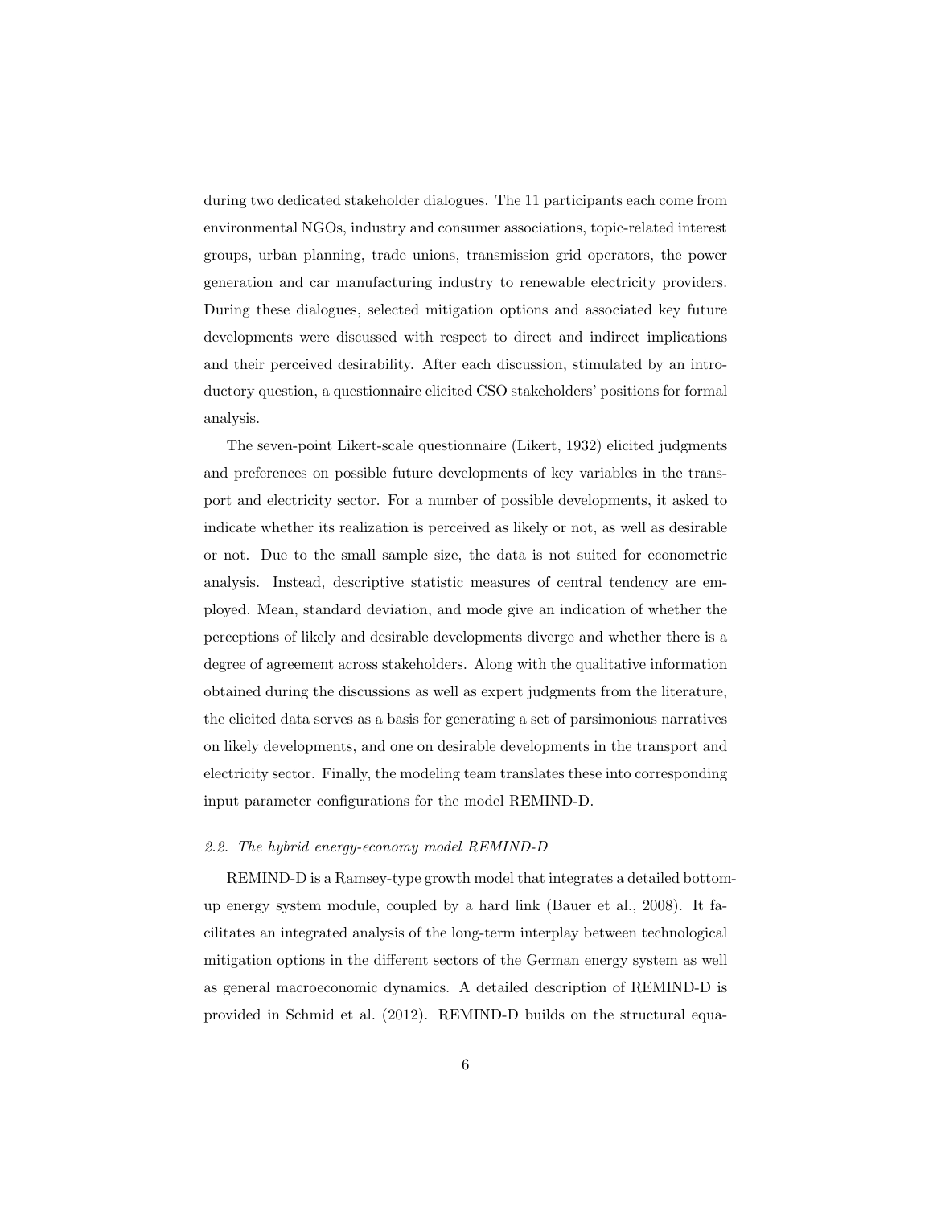during two dedicated stakeholder dialogues. The 11 participants each come from environmental NGOs, industry and consumer associations, topic-related interest groups, urban planning, trade unions, transmission grid operators, the power generation and car manufacturing industry to renewable electricity providers. During these dialogues, selected mitigation options and associated key future developments were discussed with respect to direct and indirect implications and their perceived desirability. After each discussion, stimulated by an introductory question, a questionnaire elicited CSO stakeholders' positions for formal analysis.

The seven-point Likert-scale questionnaire (Likert, 1932) elicited judgments and preferences on possible future developments of key variables in the transport and electricity sector. For a number of possible developments, it asked to indicate whether its realization is perceived as likely or not, as well as desirable or not. Due to the small sample size, the data is not suited for econometric analysis. Instead, descriptive statistic measures of central tendency are employed. Mean, standard deviation, and mode give an indication of whether the perceptions of likely and desirable developments diverge and whether there is a degree of agreement across stakeholders. Along with the qualitative information obtained during the discussions as well as expert judgments from the literature, the elicited data serves as a basis for generating a set of parsimonious narratives on likely developments, and one on desirable developments in the transport and electricity sector. Finally, the modeling team translates these into corresponding input parameter configurations for the model REMIND-D.

### *2.2. The hybrid energy-economy model REMIND-D*

REMIND-D is a Ramsey-type growth model that integrates a detailed bottom-up energy system module, coupled by a hard link (Bauer et al., 2008). It facilitates an integrated analysis of the long-term interplay between technological mitigation options in the different sectors of the German energy system as well as general macroeconomic dynamics. A detailed description of REMIND-D is provided in Schmid et al. (2012). REMIND-D builds on the structural equa-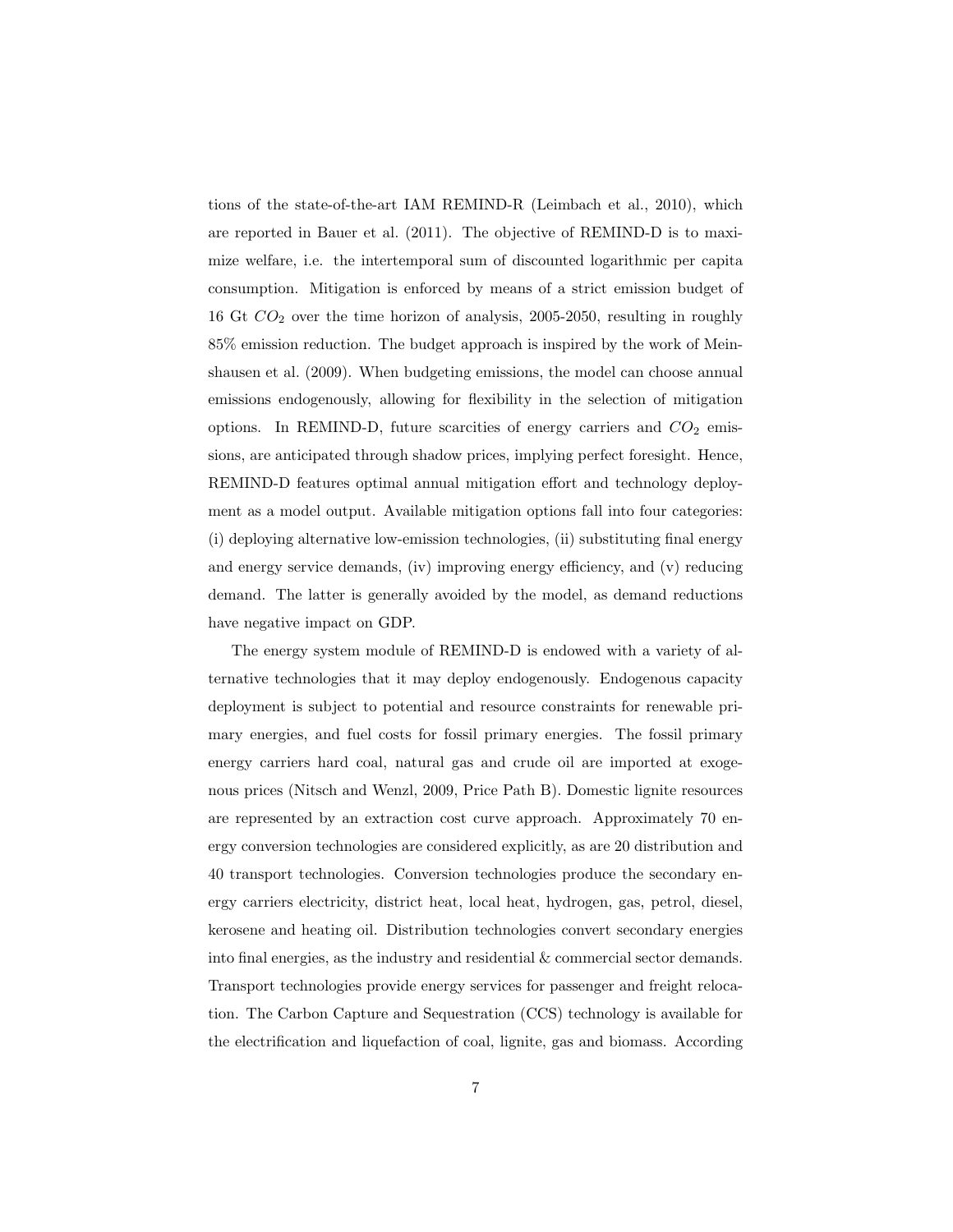tions of the state-of-the-art IAM REMIND-R (Leimbach et al., 2010), which are reported in Bauer et al. (2011). The objective of REMIND-D is to maximize welfare, i.e. the intertemporal sum of discounted logarithmic per capita consumption. Mitigation is enforced by means of a strict emission budget of 16 Gt $CO_2$ over the time horizon of analysis, 2005-2050, resulting in roughly 85% emission reduction. The budget approach is inspired by the work of Meinshausen et al. (2009). When budgeting emissions, the model can choose annual emissions endogenously, allowing for flexibility in the selection of mitigation options. In REMIND-D, future scarcities of energy carriers and $CO_2$ emissions, are anticipated through shadow prices, implying perfect foresight. Hence, REMIND-D features optimal annual mitigation effort and technology deployment as a model output. Available mitigation options fall into four categories: (i) deploying alternative low-emission technologies, (ii) substituting final energy and energy service demands, (iv) improving energy efficiency, and (v) reducing demand. The latter is generally avoided by the model, as demand reductions have negative impact on GDP.

The energy system module of REMIND-D is endowed with a variety of alternative technologies that it may deploy endogenously. Endogenous capacity deployment is subject to potential and resource constraints for renewable primary energies, and fuel costs for fossil primary energies. The fossil primary energy carriers hard coal, natural gas and crude oil are imported at exogenous prices (Nitsch and Wenzl, 2009, Price Path B). Domestic lignite resources are represented by an extraction cost curve approach. Approximately 70 energy conversion technologies are considered explicitly, as are 20 distribution and 40 transport technologies. Conversion technologies produce the secondary energy carriers electricity, district heat, local heat, hydrogen, gas, petrol, diesel, kerosene and heating oil. Distribution technologies convert secondary energies into final energies, as the industry and residential & commercial sector demands. Transport technologies provide energy services for passenger and freight relocation. The Carbon Capture and Sequestration (CCS) technology is available for the electrification and liquefaction of coal, lignite, gas and biomass. According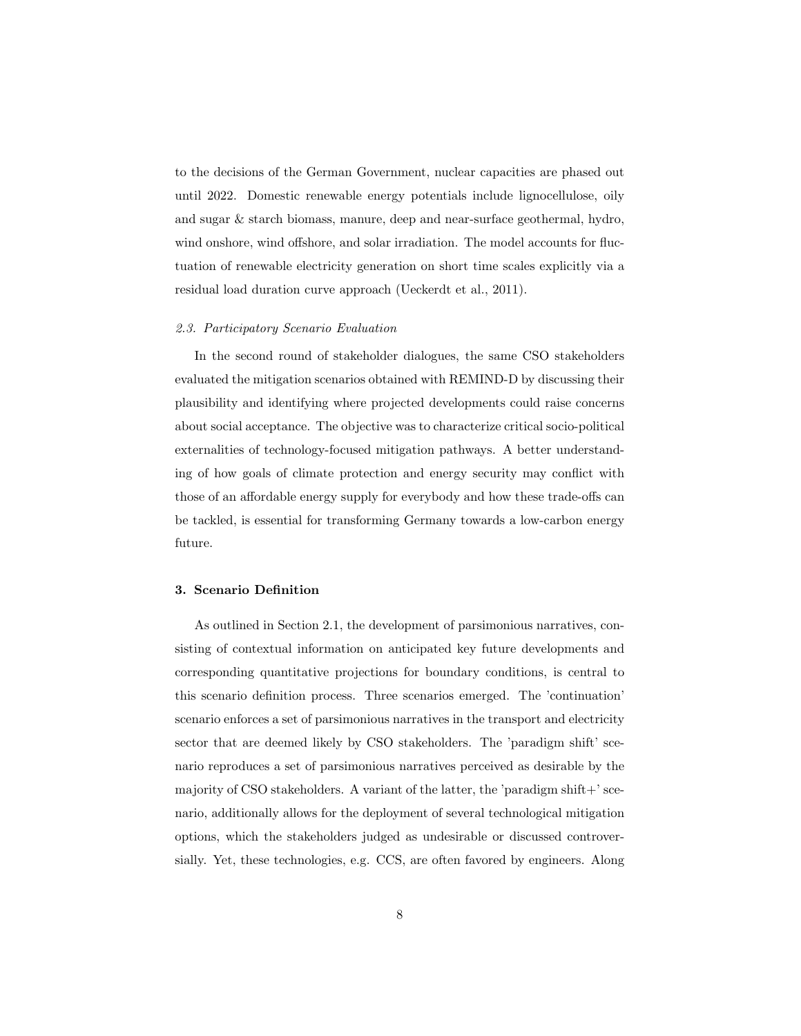to the decisions of the German Government, nuclear capacities are phased out until 2022. Domestic renewable energy potentials include lignocellulose, oily and sugar & starch biomass, manure, deep and near-surface geothermal, hydro, wind onshore, wind offshore, and solar irradiation. The model accounts for fluctuation of renewable electricity generation on short time scales explicitly via a residual load duration curve approach (Ueckerdt et al., 2011).

### *2.3. Participatory Scenario Evaluation*

In the second round of stakeholder dialogues, the same CSO stakeholders evaluated the mitigation scenarios obtained with REMIND-D by discussing their plausibility and identifying where projected developments could raise concerns about social acceptance. The objective was to characterize critical socio-political externalities of technology-focused mitigation pathways. A better understanding of how goals of climate protection and energy security may conflict with those of an affordable energy supply for everybody and how these trade-offs can be tackled, is essential for transforming Germany towards a low-carbon energy future.

## 3. Scenario Definition

As outlined in Section 2.1, the development of parsimonious narratives, consisting of contextual information on anticipated key future developments and corresponding quantitative projections for boundary conditions, is central to this scenario definition process. Three scenarios emerged. The 'continuation' scenario enforces a set of parsimonious narratives in the transport and electricity sector that are deemed likely by CSO stakeholders. The 'paradigm shift' scenario reproduces a set of parsimonious narratives perceived as desirable by the majority of CSO stakeholders. A variant of the latter, the 'paradigm shift+' scenario, additionally allows for the deployment of several technological mitigation options, which the stakeholders judged as undesirable or discussed controversially. Yet, these technologies, e.g. CCS, are often favored by engineers. Along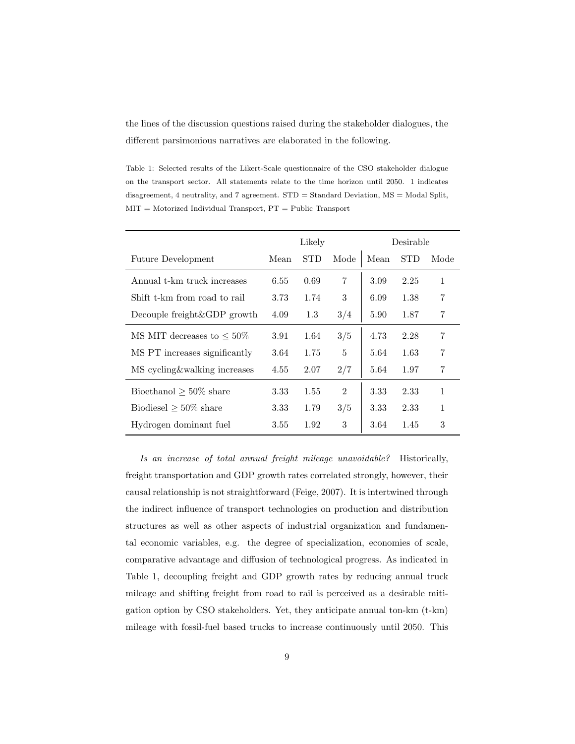the lines of the discussion questions raised during the stakeholder dialogues, the different parsimonious narratives are elaborated in the following.

Table 1: Selected results of the Likert-Scale questionnaire of the CSO stakeholder dialogue on the transport sector. All statements relate to the time horizon until 2050. 1 indicates disagreement, 4 neutrality, and 7 agreement. STD = Standard Deviation, MS = Modal Split, MIT = Motorized Individual Transport, PT = Public Transport

| | Likely | | | Desirable | | |
|---|---|---|---|---|---|---|
| Future Development | Mean | STD | Mode | Mean | STD | Mode |
| Annual t-km truck increases | 6.55 | 0.69 | 7 | 3.09 | 2.25 | 1 |
| Shift t-km from road to rail | 3.73 | 1.74 | 3 | 6.09 | 1.38 | 7 |
| Decouple freight&GDP growth | 4.09 | 1.3 | 3/4 | 5.90 | 1.87 | 7 |
| MS MIT decreases to $\leq 50\%$ | 3.91 | 1.64 | 3/5 | 4.73 | 2.28 | 7 |
| MS PT increases significantly | 3.64 | 1.75 | 5 | 5.64 | 1.63 | 7 |
| MS cycling&walking increases | 4.55 | 2.07 | 2/7 | 5.64 | 1.97 | 7 |
| Bioethanol $\geq 50\%$ share | 3.33 | 1.55 | 2 | 3.33 | 2.33 | 1 |
| Biodiesel $\geq 50\%$ share | 3.33 | 1.79 | 3/5 | 3.33 | 2.33 | 1 |
| Hydrogen dominant fuel | 3.55 | 1.92 | 3 | 3.64 | 1.45 | 3 |

*Is an increase of total annual freight mileage unavoidable?* Historically, freight transportation and GDP growth rates correlated strongly, however, their causal relationship is not straightforward (Feige, 2007). It is intertwined through the indirect influence of transport technologies on production and distribution structures as well as other aspects of industrial organization and fundamental economic variables, e.g. the degree of specialization, economies of scale, comparative advantage and diffusion of technological progress. As indicated in Table 1, decoupling freight and GDP growth rates by reducing annual truck mileage and shifting freight from road to rail is perceived as a desirable mitigation option by CSO stakeholders. Yet, they anticipate annual ton-km (t-km) mileage with fossil-fuel based trucks to increase continuously until 2050. This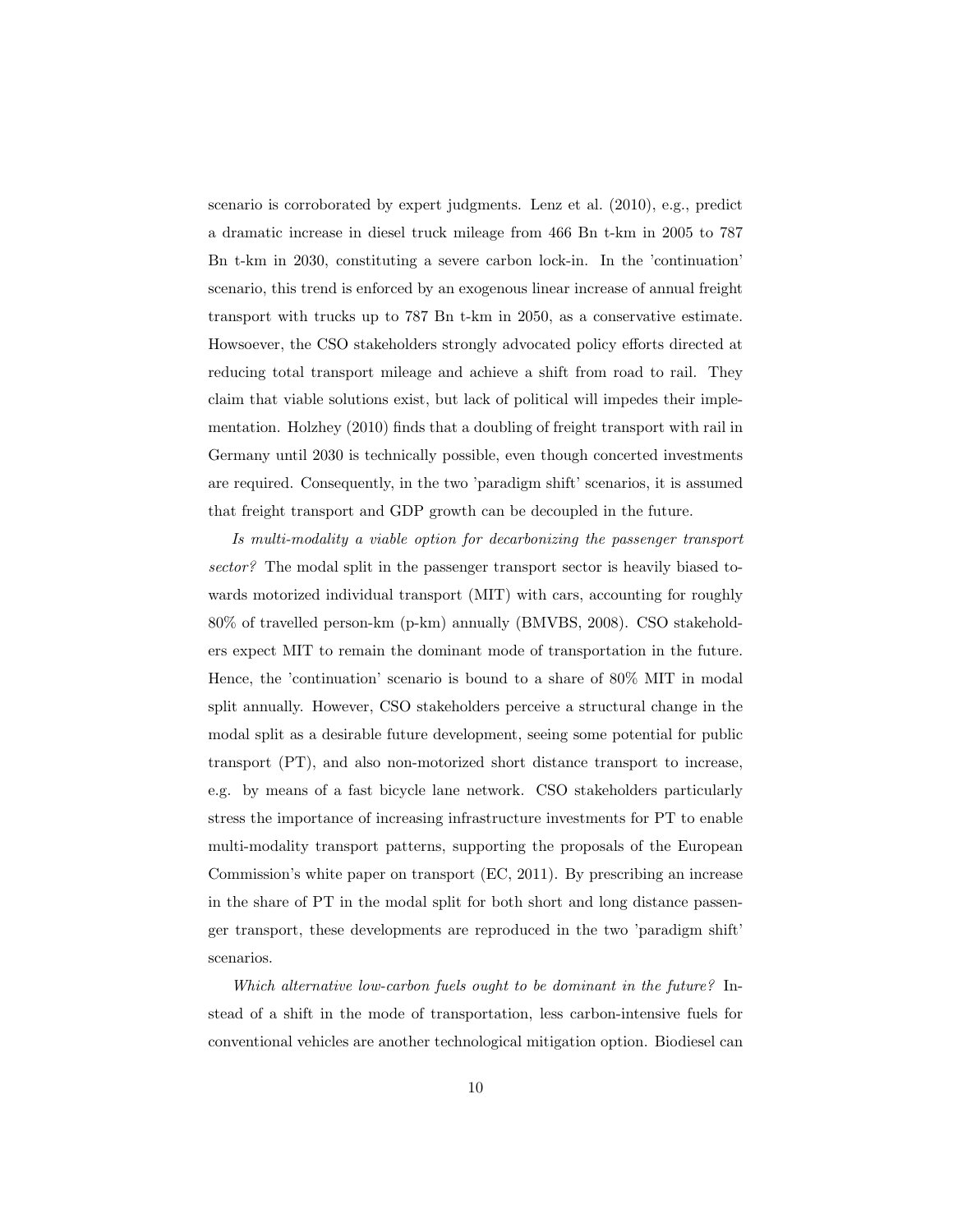scenario is corroborated by expert judgments. Lenz et al. (2010), e.g., predict a dramatic increase in diesel truck mileage from 466 Bn t-km in 2005 to 787 Bn t-km in 2030, constituting a severe carbon lock-in. In the 'continuation' scenario, this trend is enforced by an exogenous linear increase of annual freight transport with trucks up to 787 Bn t-km in 2050, as a conservative estimate. Howsoever, the CSO stakeholders strongly advocated policy efforts directed at reducing total transport mileage and achieve a shift from road to rail. They claim that viable solutions exist, but lack of political will impedes their implementation. Holzhey (2010) finds that a doubling of freight transport with rail in Germany until 2030 is technically possible, even though concerted investments are required. Consequently, in the two 'paradigm shift' scenarios, it is assumed that freight transport and GDP growth can be decoupled in the future.

*Is multi-modality a viable option for decarbonizing the passenger transport sector?* The modal split in the passenger transport sector is heavily biased towards motorized individual transport (MIT) with cars, accounting for roughly 80% of travelled person-km (p-km) annually (BMVBS, 2008). CSO stakeholders expect MIT to remain the dominant mode of transportation in the future. Hence, the 'continuation' scenario is bound to a share of 80% MIT in modal split annually. However, CSO stakeholders perceive a structural change in the modal split as a desirable future development, seeing some potential for public transport (PT), and also non-motorized short distance transport to increase, e.g. by means of a fast bicycle lane network. CSO stakeholders particularly stress the importance of increasing infrastructure investments for PT to enable multi-modality transport patterns, supporting the proposals of the European Commission's white paper on transport (EC, 2011). By prescribing an increase in the share of PT in the modal split for both short and long distance passenger transport, these developments are reproduced in the two 'paradigm shift' scenarios.

*Which alternative low-carbon fuels ought to be dominant in the future?* Instead of a shift in the mode of transportation, less carbon-intensive fuels for conventional vehicles are another technological mitigation option. Biodiesel can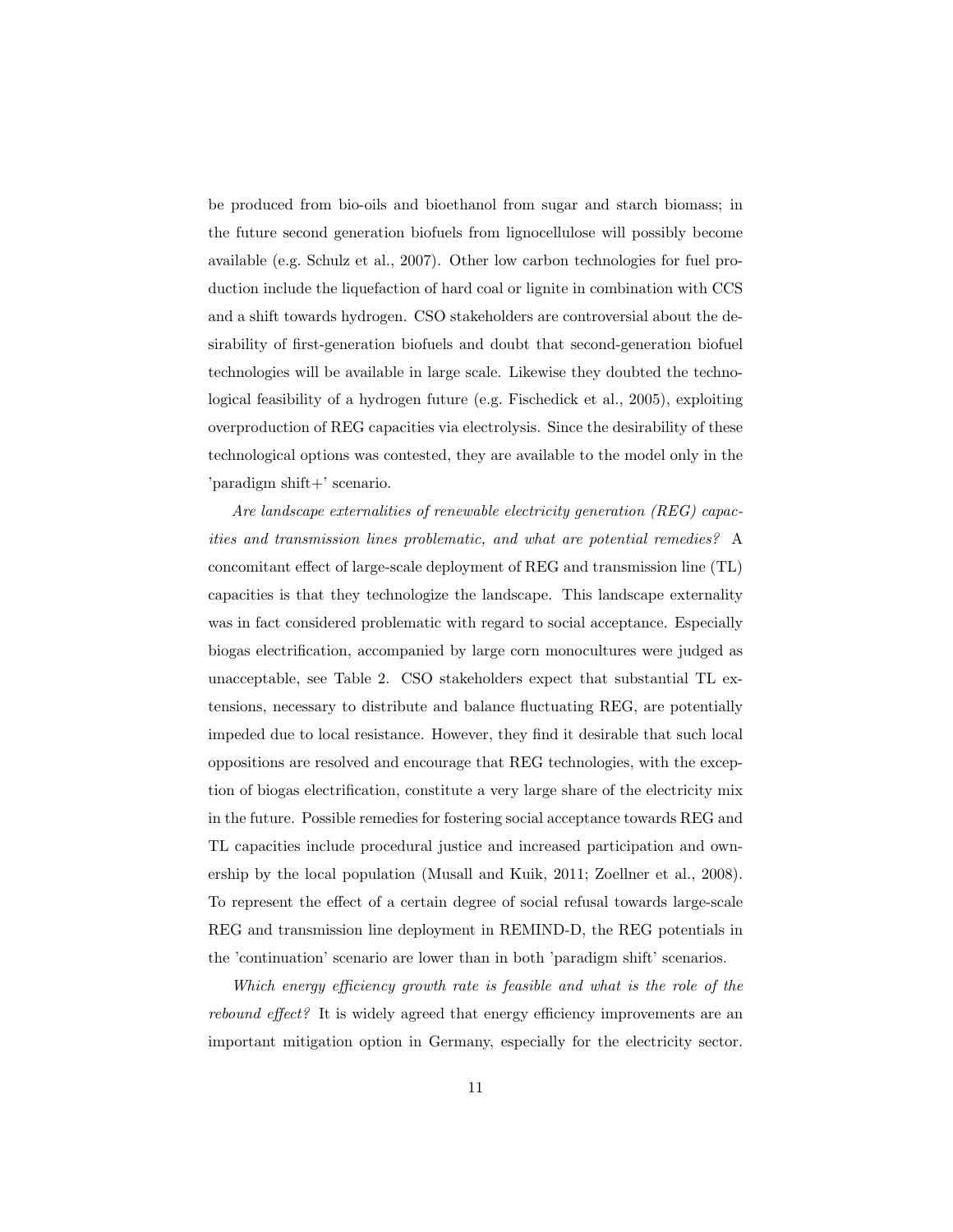be produced from bio-oils and bioethanol from sugar and starch biomass; in the future second generation biofuels from lignocellulose will possibly become available (e.g. Schulz et al., 2007). Other low carbon technologies for fuel production include the liquefaction of hard coal or lignite in combination with CCS and a shift towards hydrogen. CSO stakeholders are controversial about the desirability of first-generation biofuels and doubt that second-generation biofuel technologies will be available in large scale. Likewise they doubted the technological feasibility of a hydrogen future (e.g. Fischedick et al., 2005), exploiting overproduction of REG capacities via electrolysis. Since the desirability of these technological options was contested, they are available to the model only in the 'paradigm shift+' scenario.

*Are landscape externalities of renewable electricity generation (REG) capacities and transmission lines problematic, and what are potential remedies?* A concomitant effect of large-scale deployment of REG and transmission line (TL) capacities is that they technologize the landscape. This landscape externality was in fact considered problematic with regard to social acceptance. Especially biogas electrification, accompanied by large corn monocultures were judged as unacceptable, see Table 2. CSO stakeholders expect that substantial TL extensions, necessary to distribute and balance fluctuating REG, are potentially impeded due to local resistance. However, they find it desirable that such local oppositions are resolved and encourage that REG technologies, with the exception of biogas electrification, constitute a very large share of the electricity mix in the future. Possible remedies for fostering social acceptance towards REG and TL capacities include procedural justice and increased participation and ownership by the local population (Musall and Kuik, 2011; Zoellner et al., 2008). To represent the effect of a certain degree of social refusal towards large-scale REG and transmission line deployment in REMIND-D, the REG potentials in the 'continuation' scenario are lower than in both 'paradigm shift' scenarios.

*Which energy efficiency growth rate is feasible and what is the role of the rebound effect?* It is widely agreed that energy efficiency improvements are an important mitigation option in Germany, especially for the electricity sector.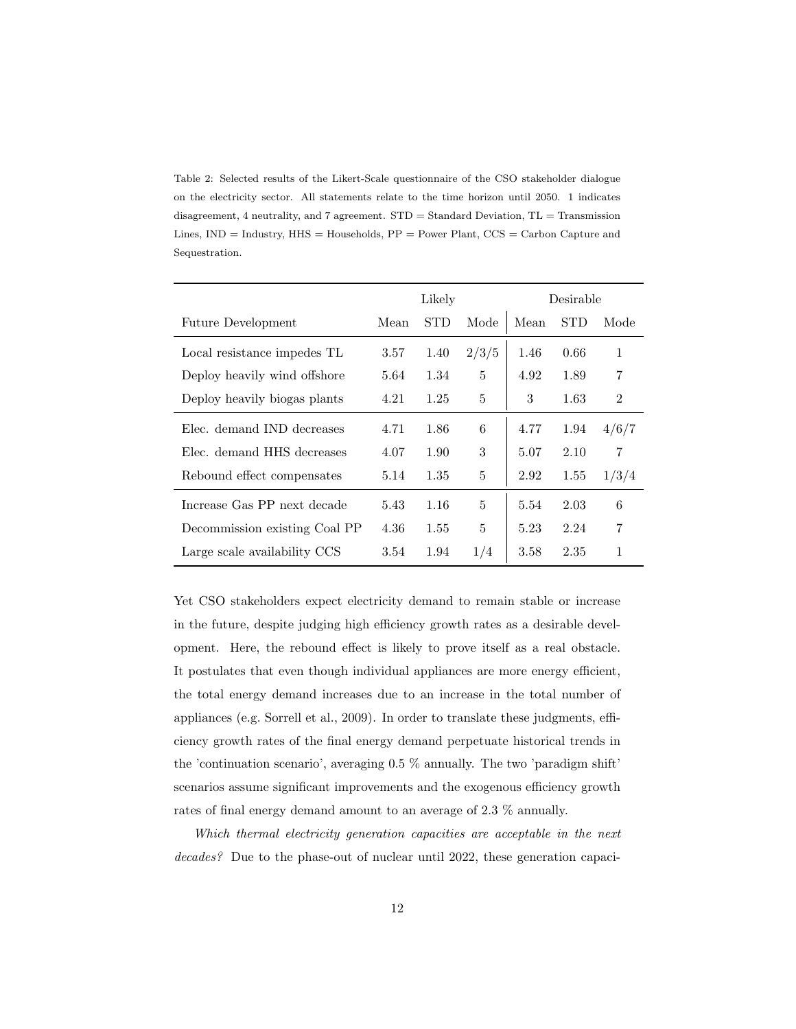Table 2: Selected results of the Likert-Scale questionnaire of the CSO stakeholder dialogue on the electricity sector. All statements relate to the time horizon until 2050. 1 indicates disagreement, 4 neutrality, and 7 agreement. STD = Standard Deviation, TL = Transmission Lines, IND = Industry, HHS = Households, PP = Power Plant, CCS = Carbon Capture and Sequestration.

| | Likely | | | Desirable | | |
|---|---|---|---|---|---|---|
| Future Development | Mean | STD | Mode | Mean | STD | Mode |
| Local resistance impedes TL | 3.57 | 1.40 | 2/3/5 | 1.46 | 0.66 | 1 |
| Deploy heavily wind offshore | 5.64 | 1.34 | 5 | 4.92 | 1.89 | 7 |
| Deploy heavily biogas plants | 4.21 | 1.25 | 5 | 3 | 1.63 | 2 |
| Elec. demand IND decreases | 4.71 | 1.86 | 6 | 4.77 | 1.94 | 4/6/7 |
| Elec. demand HHS decreases | 4.07 | 1.90 | 3 | 5.07 | 2.10 | 7 |
| Rebound effect compensates | 5.14 | 1.35 | 5 | 2.92 | 1.55 | 1/3/4 |
| Increase Gas PP next decade | 5.43 | 1.16 | 5 | 5.54 | 2.03 | 6 |
| Decommission existing Coal PP | 4.36 | 1.55 | 5 | 5.23 | 2.24 | 7 |
| Large scale availability CCS | 3.54 | 1.94 | 1/4 | 3.58 | 2.35 | 1 |

Yet CSO stakeholders expect electricity demand to remain stable or increase in the future, despite judging high efficiency growth rates as a desirable development. Here, the rebound effect is likely to prove itself as a real obstacle. It postulates that even though individual appliances are more energy efficient, the total energy demand increases due to an increase in the total number of appliances (e.g. Sorrell et al., 2009). In order to translate these judgments, efficiency growth rates of the final energy demand perpetuate historical trends in the 'continuation scenario', averaging 0.5 % annually. The two 'paradigm shift' scenarios assume significant improvements and the exogenous efficiency growth rates of final energy demand amount to an average of 2.3 % annually.

*Which thermal electricity generation capacities are acceptable in the next decades?* Due to the phase-out of nuclear until 2022, these generation capaci-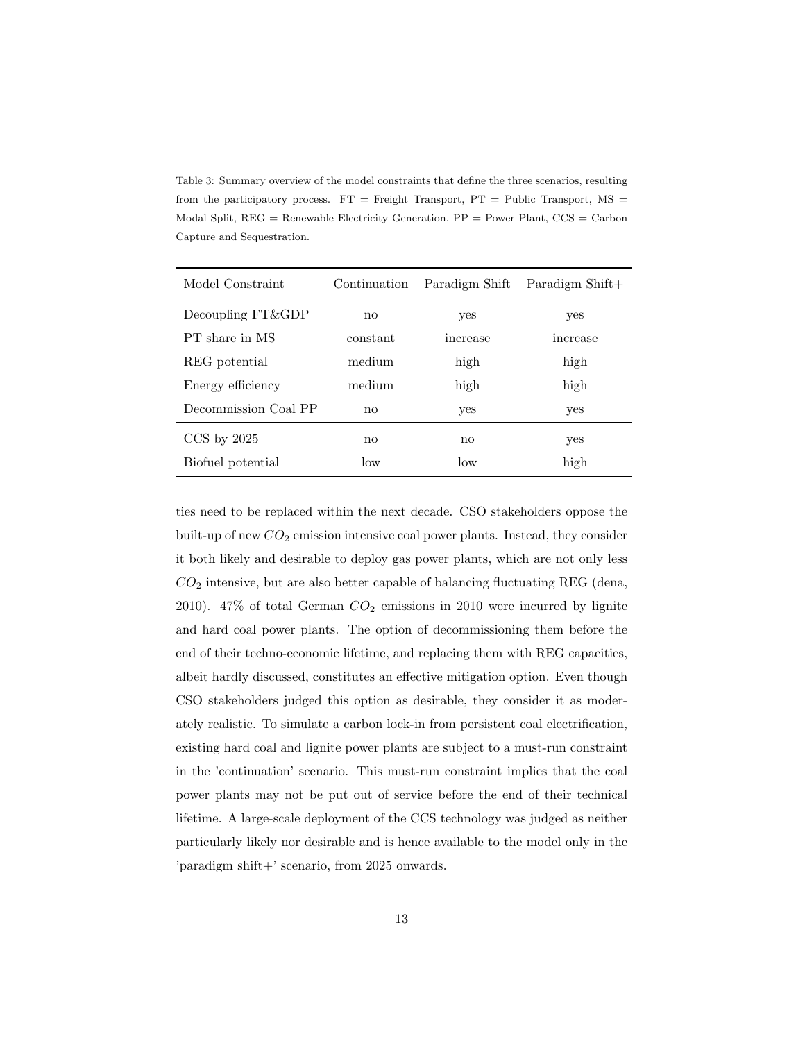Table 3: Summary overview of the model constraints that define the three scenarios, resulting from the participatory process. FT = Freight Transport, PT = Public Transport, MS = Modal Split, REG = Renewable Electricity Generation, PP = Power Plant, CCS = Carbon Capture and Sequestration.

| Model Constraint | Continuation | Paradigm Shift | Paradigm Shift+ |
|---|---|---|---|
| Decoupling FT&GDP | no | yes | yes |
| PT share in MS | constant | increase | increase |
| REG potential | medium | high | high |
| Energy efficiency | medium | high | high |
| Decommission Coal PP | no | yes | yes |
| CCS by 2025 | no | no | yes |
| Biofuel potential | low | low | high |

ties need to be replaced within the next decade. CSO stakeholders oppose the built-up of new $CO_2$ emission intensive coal power plants. Instead, they consider it both likely and desirable to deploy gas power plants, which are not only less $CO_2$ intensive, but are also better capable of balancing fluctuating REG (dena, 2010). 47% of total German $CO_2$ emissions in 2010 were incurred by lignite and hard coal power plants. The option of decommissioning them before the end of their techno-economic lifetime, and replacing them with REG capacities, albeit hardly discussed, constitutes an effective mitigation option. Even though CSO stakeholders judged this option as desirable, they consider it as moderately realistic. To simulate a carbon lock-in from persistent coal electrification, existing hard coal and lignite power plants are subject to a must-run constraint in the 'continuation' scenario. This must-run constraint implies that the coal power plants may not be put out of service before the end of their technical lifetime. A large-scale deployment of the CCS technology was judged as neither particularly likely nor desirable and is hence available to the model only in the 'paradigm shift+' scenario, from 2025 onwards.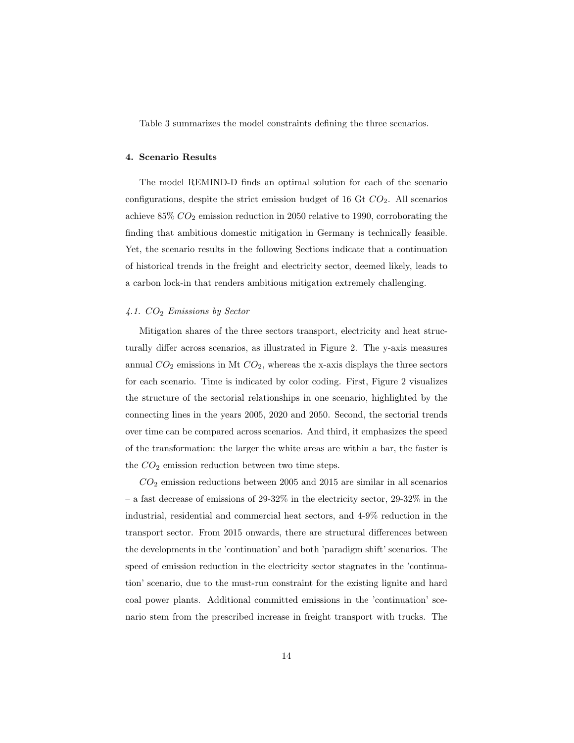Table 3 summarizes the model constraints defining the three scenarios.

## 4. Scenario Results

The model REMIND-D finds an optimal solution for each of the scenario configurations, despite the strict emission budget of 16 Gt $CO_2$. All scenarios achieve 85% $CO_2$ emission reduction in 2050 relative to 1990, corroborating the finding that ambitious domestic mitigation in Germany is technically feasible. Yet, the scenario results in the following Sections indicate that a continuation of historical trends in the freight and electricity sector, deemed likely, leads to a carbon lock-in that renders ambitious mitigation extremely challenging.

### *4.1. $CO_2$ Emissions by Sector*

Mitigation shares of the three sectors transport, electricity and heat structurally differ across scenarios, as illustrated in Figure 2. The y-axis measures annual $CO_2$ emissions in Mt $CO_2$, whereas the x-axis displays the three sectors for each scenario. Time is indicated by color coding. First, Figure 2 visualizes the structure of the sectorial relationships in one scenario, highlighted by the connecting lines in the years 2005, 2020 and 2050. Second, the sectorial trends over time can be compared across scenarios. And third, it emphasizes the speed of the transformation: the larger the white areas are within a bar, the faster is the $CO_2$ emission reduction between two time steps.

$CO_2$ emission reductions between 2005 and 2015 are similar in all scenarios – a fast decrease of emissions of 29-32% in the electricity sector, 29-32% in the industrial, residential and commercial heat sectors, and 4-9% reduction in the transport sector. From 2015 onwards, there are structural differences between the developments in the 'continuation' and both 'paradigm shift' scenarios. The speed of emission reduction in the electricity sector stagnates in the 'continuation' scenario, due to the must-run constraint for the existing lignite and hard coal power plants. Additional committed emissions in the 'continuation' scenario stem from the prescribed increase in freight transport with trucks. The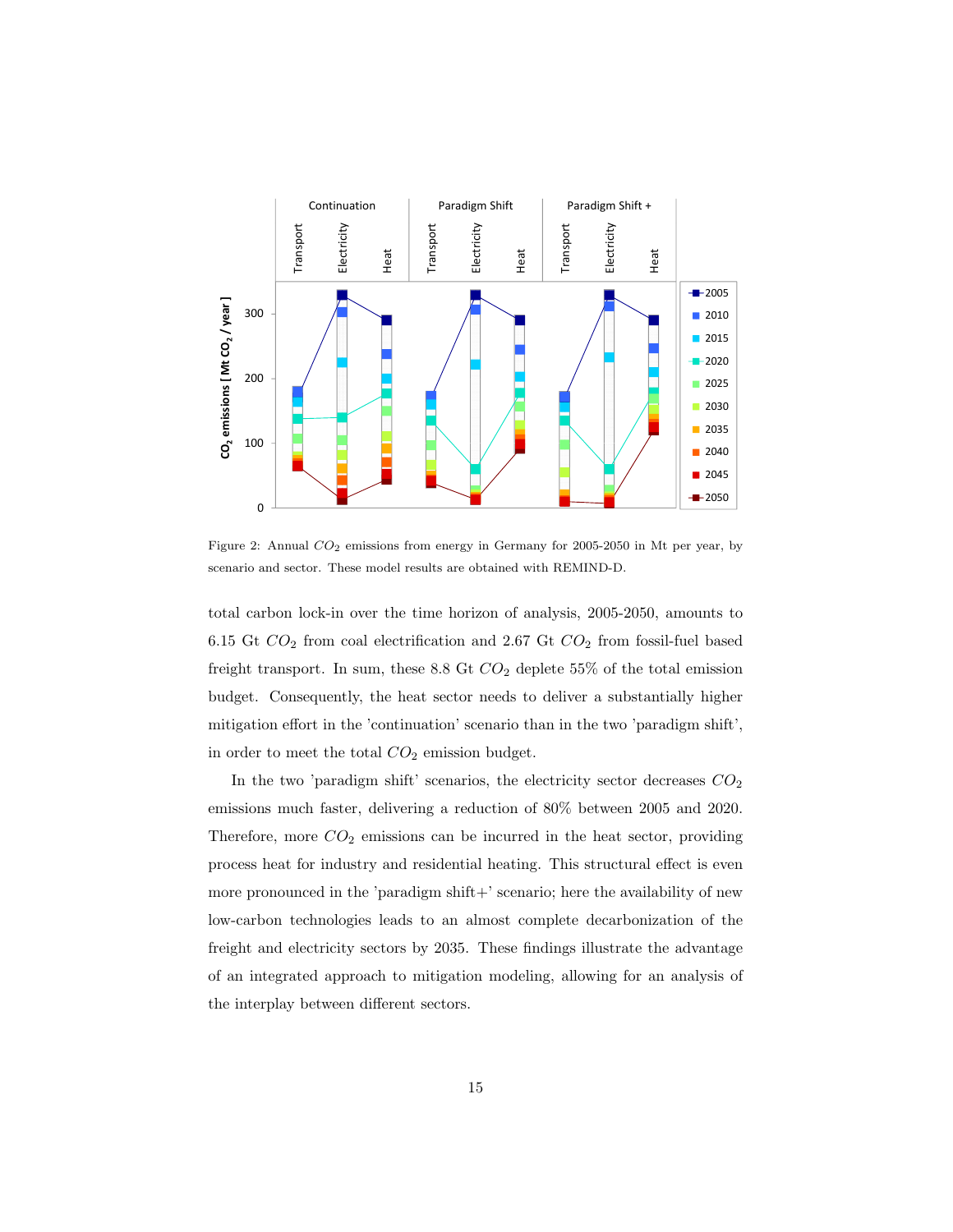Figure 2: Annual $CO_2$ emissions from energy in Germany for 2005-2050 in Mt per year, by scenario and sector. These model results are obtained with REMIND-D.

total carbon lock-in over the time horizon of analysis, 2005-2050, amounts to 6.15 Gt $CO_2$ from coal electrification and 2.67 Gt $CO_2$ from fossil-fuel based freight transport. In sum, these 8.8 Gt $CO_2$ deplete 55% of the total emission budget. Consequently, the heat sector needs to deliver a substantially higher mitigation effort in the 'continuation' scenario than in the two 'paradigm shift', in order to meet the total $CO_2$ emission budget.

In the two 'paradigm shift' scenarios, the electricity sector decreases $CO_2$ emissions much faster, delivering a reduction of 80% between 2005 and 2020. Therefore, more $CO_2$ emissions can be incurred in the heat sector, providing process heat for industry and residential heating. This structural effect is even more pronounced in the 'paradigm shift+' scenario; here the availability of new low-carbon technologies leads to an almost complete decarbonization of the freight and electricity sectors by 2035. These findings illustrate the advantage of an integrated approach to mitigation modeling, allowing for an analysis of the interplay between different sectors.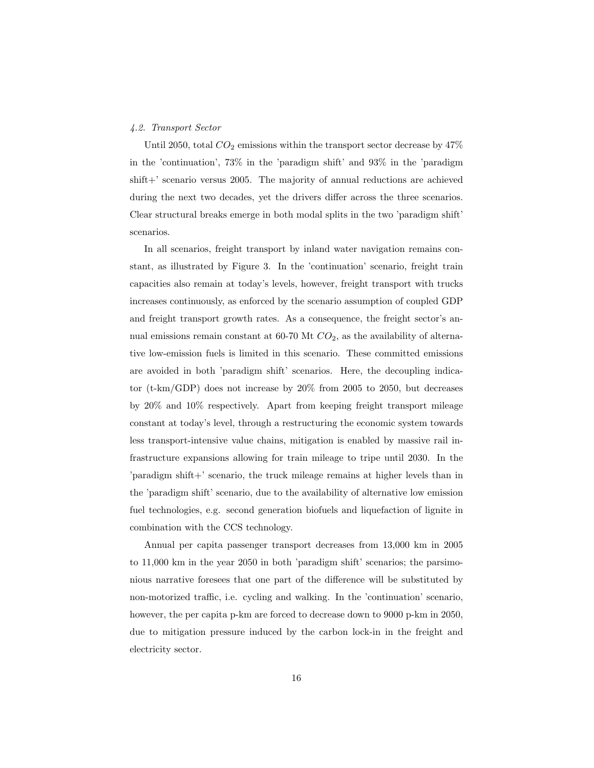*4.2. Transport Sector*

Until 2050, total $CO_2$ emissions within the transport sector decrease by 47% in the 'continuation', 73% in the 'paradigm shift' and 93% in the 'paradigm shift+' scenario versus 2005. The majority of annual reductions are achieved during the next two decades, yet the drivers differ across the three scenarios. Clear structural breaks emerge in both modal splits in the two 'paradigm shift' scenarios.

In all scenarios, freight transport by inland water navigation remains constant, as illustrated by Figure 3. In the 'continuation' scenario, freight train capacities also remain at today's levels, however, freight transport with trucks increases continuously, as enforced by the scenario assumption of coupled GDP and freight transport growth rates. As a consequence, the freight sector's annual emissions remain constant at 60-70 Mt $CO_2$, as the availability of alternative low-emission fuels is limited in this scenario. These committed emissions are avoided in both 'paradigm shift' scenarios. Here, the decoupling indicator (t-km/GDP) does not increase by 20% from 2005 to 2050, but decreases by 20% and 10% respectively. Apart from keeping freight transport mileage constant at today's level, through a restructuring the economic system towards less transport-intensive value chains, mitigation is enabled by massive rail infrastructure expansions allowing for train mileage to tripe until 2030. In the 'paradigm shift+' scenario, the truck mileage remains at higher levels than in the 'paradigm shift' scenario, due to the availability of alternative low emission fuel technologies, e.g. second generation biofuels and liquefaction of lignite in combination with the CCS technology.

Annual per capita passenger transport decreases from 13,000 km in 2005 to 11,000 km in the year 2050 in both 'paradigm shift' scenarios; the parsimonious narrative foresees that one part of the difference will be substituted by non-motorized traffic, i.e. cycling and walking. In the 'continuation' scenario, however, the per capita p-km are forced to decrease down to 9000 p-km in 2050, due to mitigation pressure induced by the carbon lock-in in the freight and electricity sector.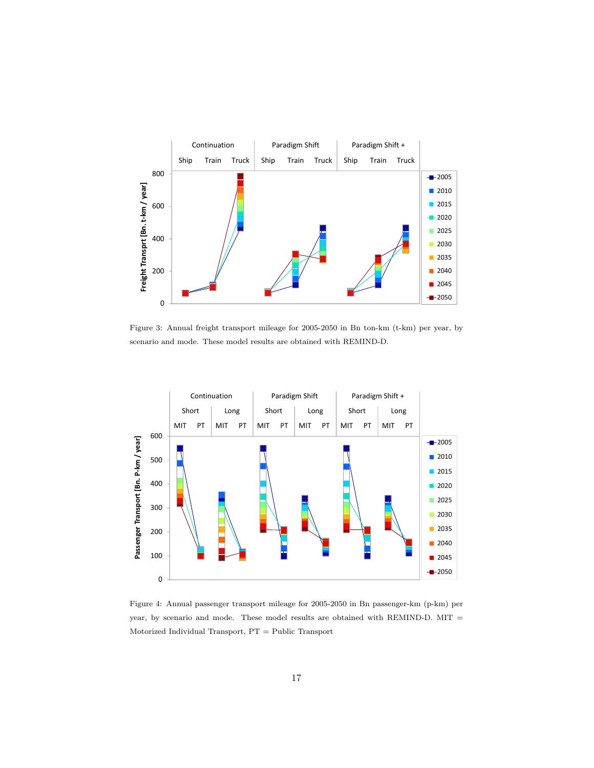Figure 3: Annual freight transport mileage for 2005-2050 in Bn ton-km (t-km) per year, by scenario and mode. These model results are obtained with REMIND-D.

Figure 4: Annual passenger transport mileage for 2005-2050 in Bn passenger-km (p-km) per year, by scenario and mode. These model results are obtained with REMIND-D. MIT = Motorized Individual Transport, PT = Public Transport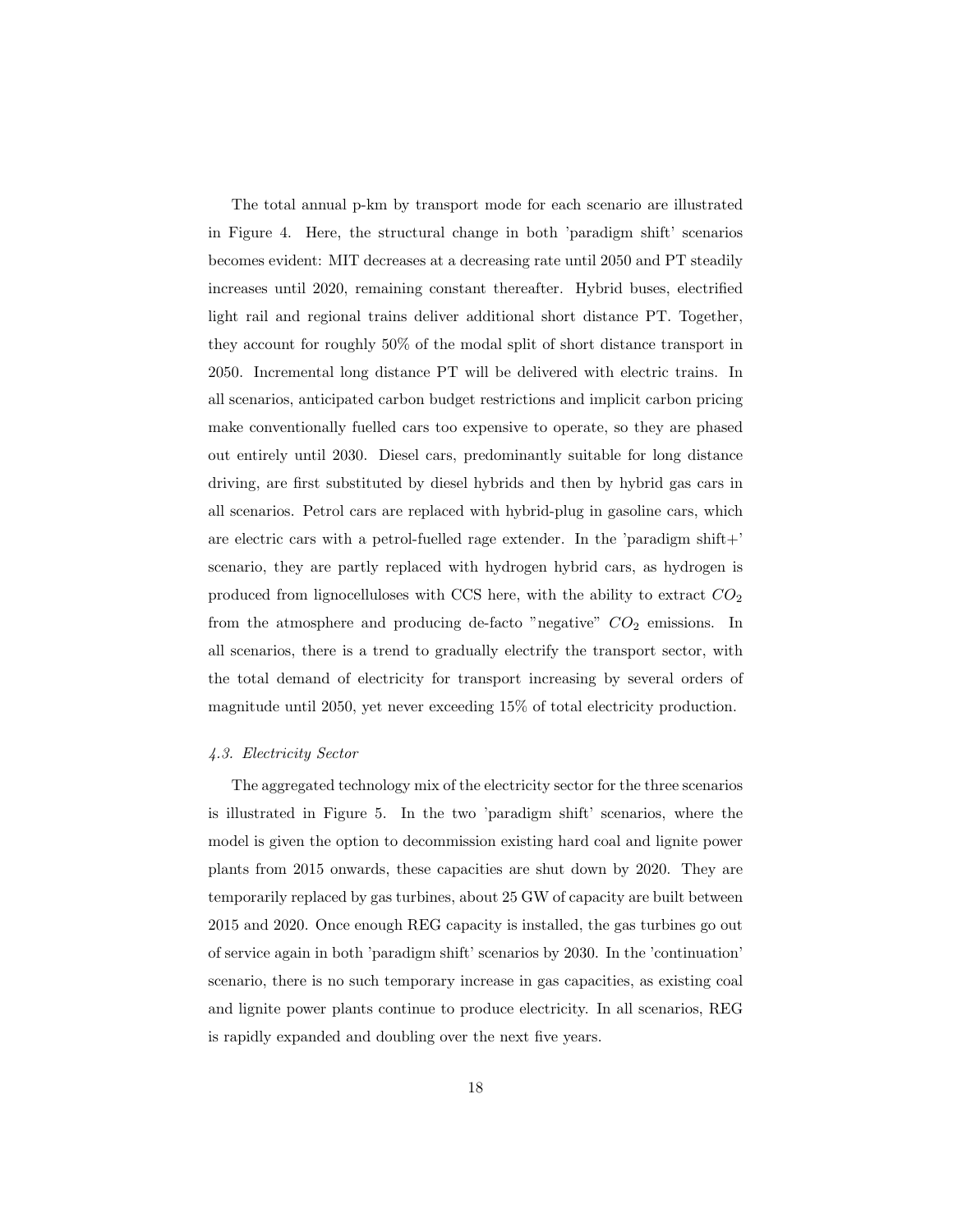The total annual p-km by transport mode for each scenario are illustrated in Figure 4. Here, the structural change in both 'paradigm shift' scenarios becomes evident: MIT decreases at a decreasing rate until 2050 and PT steadily increases until 2020, remaining constant thereafter. Hybrid buses, electrified light rail and regional trains deliver additional short distance PT. Together, they account for roughly 50% of the modal split of short distance transport in 2050. Incremental long distance PT will be delivered with electric trains. In all scenarios, anticipated carbon budget restrictions and implicit carbon pricing make conventionally fuelled cars too expensive to operate, so they are phased out entirely until 2030. Diesel cars, predominantly suitable for long distance driving, are first substituted by diesel hybrids and then by hybrid gas cars in all scenarios. Petrol cars are replaced with hybrid-plug in gasoline cars, which are electric cars with a petrol-fuelled rage extender. In the 'paradigm shift+' scenario, they are partly replaced with hydrogen hybrid cars, as hydrogen is produced from lignocelluloses with CCS here, with the ability to extract $CO_2$ from the atmosphere and producing de-facto "negative" $CO_2$ emissions. In all scenarios, there is a trend to gradually electrify the transport sector, with the total demand of electricity for transport increasing by several orders of magnitude until 2050, yet never exceeding 15% of total electricity production.

### *4.3. Electricity Sector*

The aggregated technology mix of the electricity sector for the three scenarios is illustrated in Figure 5. In the two 'paradigm shift' scenarios, where the model is given the option to decommission existing hard coal and lignite power plants from 2015 onwards, these capacities are shut down by 2020. They are temporarily replaced by gas turbines, about 25 GW of capacity are built between 2015 and 2020. Once enough REG capacity is installed, the gas turbines go out of service again in both 'paradigm shift' scenarios by 2030. In the 'continuation' scenario, there is no such temporary increase in gas capacities, as existing coal and lignite power plants continue to produce electricity. In all scenarios, REG is rapidly expanded and doubling over the next five years.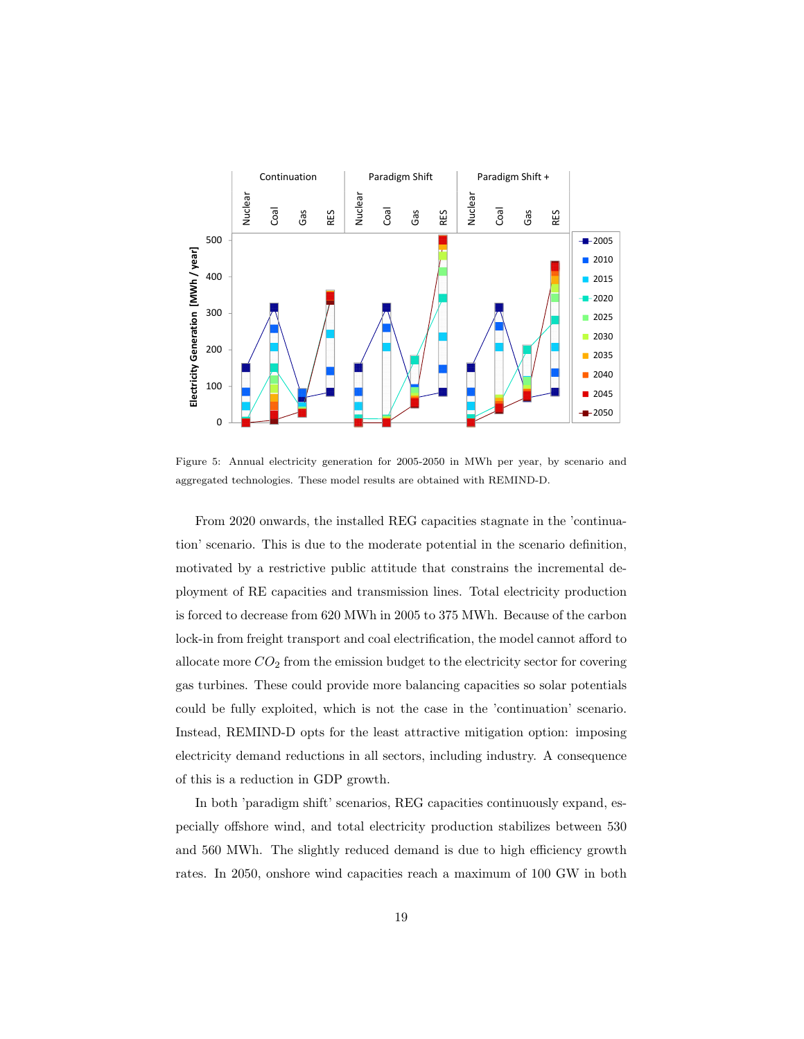Figure 5: Annual electricity generation for 2005-2050 in MWh per year, by scenario and aggregated technologies. These model results are obtained with REMIND-D.

From 2020 onwards, the installed REG capacities stagnate in the 'continuation' scenario. This is due to the moderate potential in the scenario definition, motivated by a restrictive public attitude that constrains the incremental deployment of RE capacities and transmission lines. Total electricity production is forced to decrease from 620 MWh in 2005 to 375 MWh. Because of the carbon lock-in from freight transport and coal electrification, the model cannot afford to allocate more $CO_2$ from the emission budget to the electricity sector for covering gas turbines. These could provide more balancing capacities so solar potentials could be fully exploited, which is not the case in the 'continuation' scenario. Instead, REMIND-D opts for the least attractive mitigation option: imposing electricity demand reductions in all sectors, including industry. A consequence of this is a reduction in GDP growth.

In both 'paradigm shift' scenarios, REG capacities continuously expand, especially offshore wind, and total electricity production stabilizes between 530 and 560 MWh. The slightly reduced demand is due to high efficiency growth rates. In 2050, onshore wind capacities reach a maximum of 100 GW in both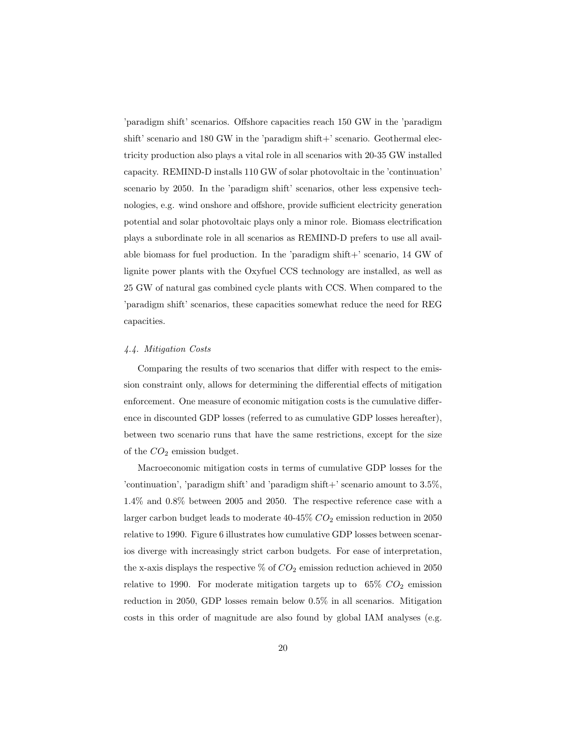'paradigm shift' scenarios. Offshore capacities reach 150 GW in the 'paradigm shift' scenario and 180 GW in the 'paradigm shift+' scenario. Geothermal electricity production also plays a vital role in all scenarios with 20-35 GW installed capacity. REMIND-D installs 110 GW of solar photovoltaic in the 'continuation' scenario by 2050. In the 'paradigm shift' scenarios, other less expensive technologies, e.g. wind onshore and offshore, provide sufficient electricity generation potential and solar photovoltaic plays only a minor role. Biomass electrification plays a subordinate role in all scenarios as REMIND-D prefers to use all available biomass for fuel production. In the 'paradigm shift+' scenario, 14 GW of lignite power plants with the Oxyfuel CCS technology are installed, as well as 25 GW of natural gas combined cycle plants with CCS. When compared to the 'paradigm shift' scenarios, these capacities somewhat reduce the need for REG capacities.

### *4.4. Mitigation Costs*

Comparing the results of two scenarios that differ with respect to the emission constraint only, allows for determining the differential effects of mitigation enforcement. One measure of economic mitigation costs is the cumulative difference in discounted GDP losses (referred to as cumulative GDP losses hereafter), between two scenario runs that have the same restrictions, except for the size of the $CO_2$ emission budget.

Macroeconomic mitigation costs in terms of cumulative GDP losses for the 'continuation', 'paradigm shift' and 'paradigm shift+' scenario amount to 3.5%, 1.4% and 0.8% between 2005 and 2050. The respective reference case with a larger carbon budget leads to moderate 40-45% $CO_2$ emission reduction in 2050 relative to 1990. Figure 6 illustrates how cumulative GDP losses between scenarios diverge with increasingly strict carbon budgets. For ease of interpretation, the x-axis displays the respective % of $CO_2$ emission reduction achieved in 2050 relative to 1990. For moderate mitigation targets up to 65% $CO_2$ emission reduction in 2050, GDP losses remain below 0.5% in all scenarios. Mitigation costs in this order of magnitude are also found by global IAM analyses (e.g.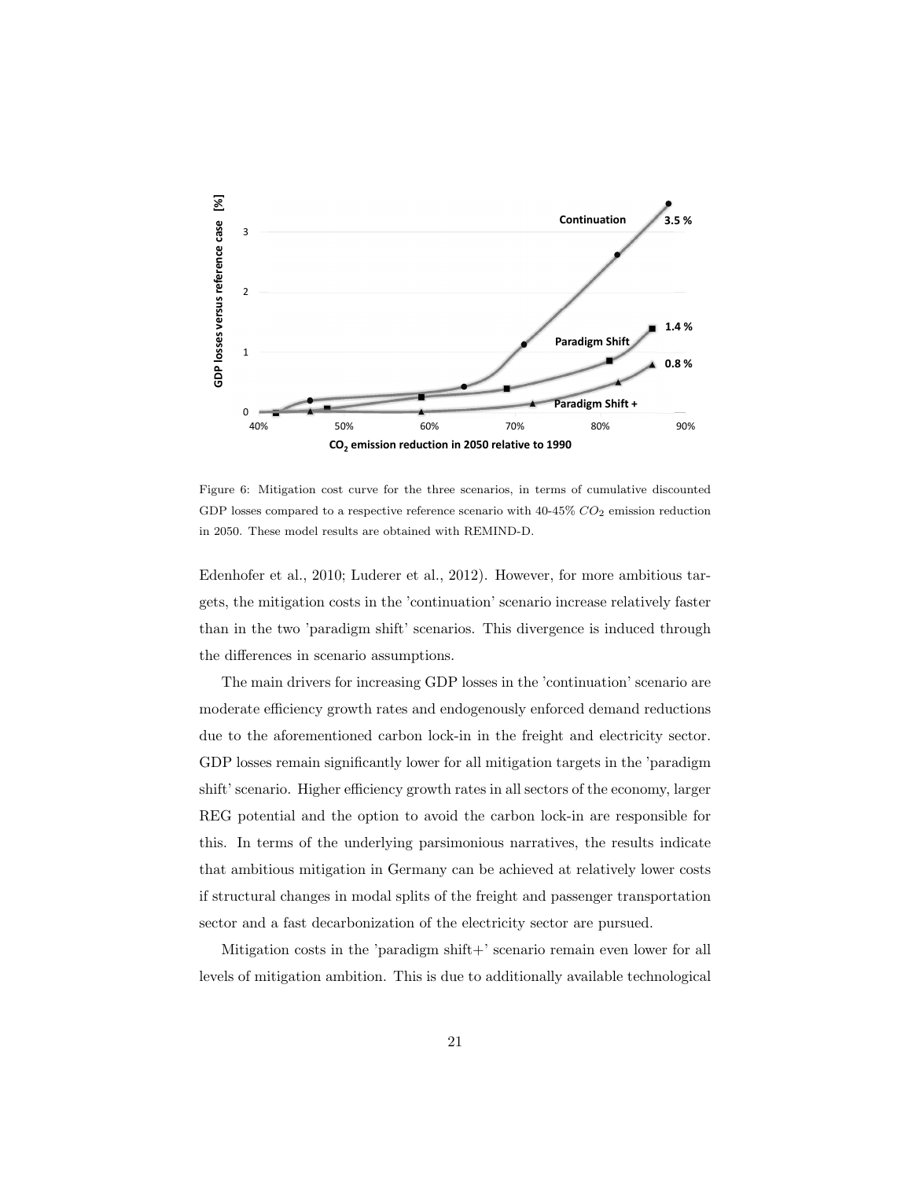Figure 6: Mitigation cost curve for the three scenarios, in terms of cumulative discounted GDP losses compared to a respective reference scenario with 40-45% $CO_2$ emission reduction in 2050. These model results are obtained with REMIND-D.

Edenhofer et al., 2010; Luderer et al., 2012). However, for more ambitious targets, the mitigation costs in the 'continuation' scenario increase relatively faster than in the two 'paradigm shift' scenarios. This divergence is induced through the differences in scenario assumptions.

The main drivers for increasing GDP losses in the 'continuation' scenario are moderate efficiency growth rates and endogenously enforced demand reductions due to the aforementioned carbon lock-in in the freight and electricity sector. GDP losses remain significantly lower for all mitigation targets in the 'paradigm shift' scenario. Higher efficiency growth rates in all sectors of the economy, larger REG potential and the option to avoid the carbon lock-in are responsible for this. In terms of the underlying parsimonious narratives, the results indicate that ambitious mitigation in Germany can be achieved at relatively lower costs if structural changes in modal splits of the freight and passenger transportation sector and a fast decarbonization of the electricity sector are pursued.

Mitigation costs in the 'paradigm shift+' scenario remain even lower for all levels of mitigation ambition. This is due to additionally available technological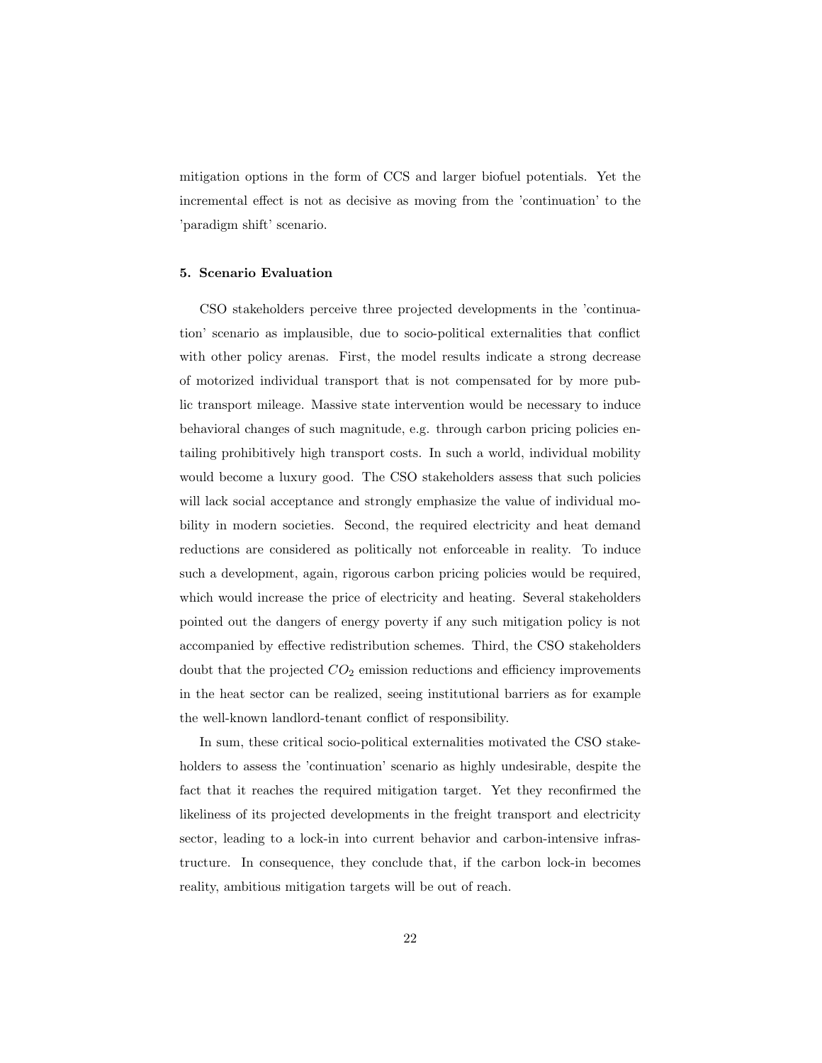mitigation options in the form of CCS and larger biofuel potentials. Yet the incremental effect is not as decisive as moving from the 'continuation' to the 'paradigm shift' scenario.

## 5. Scenario Evaluation

CSO stakeholders perceive three projected developments in the 'continuation' scenario as implausible, due to socio-political externalities that conflict with other policy arenas. First, the model results indicate a strong decrease of motorized individual transport that is not compensated for by more public transport mileage. Massive state intervention would be necessary to induce behavioral changes of such magnitude, e.g. through carbon pricing policies entailing prohibitively high transport costs. In such a world, individual mobility would become a luxury good. The CSO stakeholders assess that such policies will lack social acceptance and strongly emphasize the value of individual mobility in modern societies. Second, the required electricity and heat demand reductions are considered as politically not enforceable in reality. To induce such a development, again, rigorous carbon pricing policies would be required, which would increase the price of electricity and heating. Several stakeholders pointed out the dangers of energy poverty if any such mitigation policy is not accompanied by effective redistribution schemes. Third, the CSO stakeholders doubt that the projected $CO_2$ emission reductions and efficiency improvements in the heat sector can be realized, seeing institutional barriers as for example the well-known landlord-tenant conflict of responsibility.

In sum, these critical socio-political externalities motivated the CSO stakeholders to assess the 'continuation' scenario as highly undesirable, despite the fact that it reaches the required mitigation target. Yet they reconfirmed the likeliness of its projected developments in the freight transport and electricity sector, leading to a lock-in into current behavior and carbon-intensive infrastructure. In consequence, they conclude that, if the carbon lock-in becomes reality, ambitious mitigation targets will be out of reach.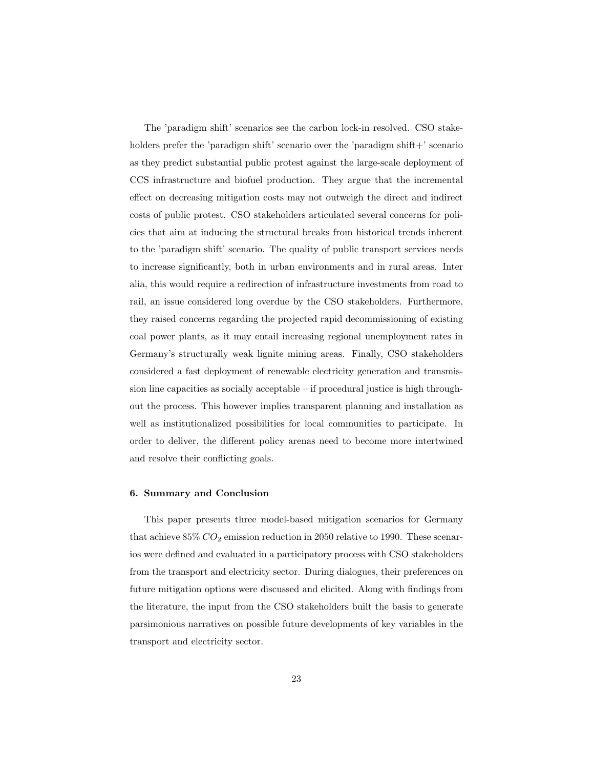The 'paradigm shift' scenarios see the carbon lock-in resolved. CSO stakeholders prefer the 'paradigm shift' scenario over the 'paradigm shift+' scenario as they predict substantial public protest against the large-scale deployment of CCS infrastructure and biofuel production. They argue that the incremental effect on decreasing mitigation costs may not outweigh the direct and indirect costs of public protest. CSO stakeholders articulated several concerns for policies that aim at inducing the structural breaks from historical trends inherent to the 'paradigm shift' scenario. The quality of public transport services needs to increase significantly, both in urban environments and in rural areas. Inter alia, this would require a redirection of infrastructure investments from road to rail, an issue considered long overdue by the CSO stakeholders. Furthermore, they raised concerns regarding the projected rapid decommissioning of existing coal power plants, as it may entail increasing regional unemployment rates in Germany's structurally weak lignite mining areas. Finally, CSO stakeholders considered a fast deployment of renewable electricity generation and transmission line capacities as socially acceptable – if procedural justice is high throughout the process. This however implies transparent planning and installation as well as institutionalized possibilities for local communities to participate. In order to deliver, the different policy arenas need to become more intertwined and resolve their conflicting goals.

#### 6. Summary and Conclusion

This paper presents three model-based mitigation scenarios for Germany that achieve 85% $CO_2$ emission reduction in 2050 relative to 1990. These scenarios were defined and evaluated in a participatory process with CSO stakeholders from the transport and electricity sector. During dialogues, their preferences on future mitigation options were discussed and elicited. Along with findings from the literature, the input from the CSO stakeholders built the basis to generate parsimonious narratives on possible future developments of key variables in the transport and electricity sector.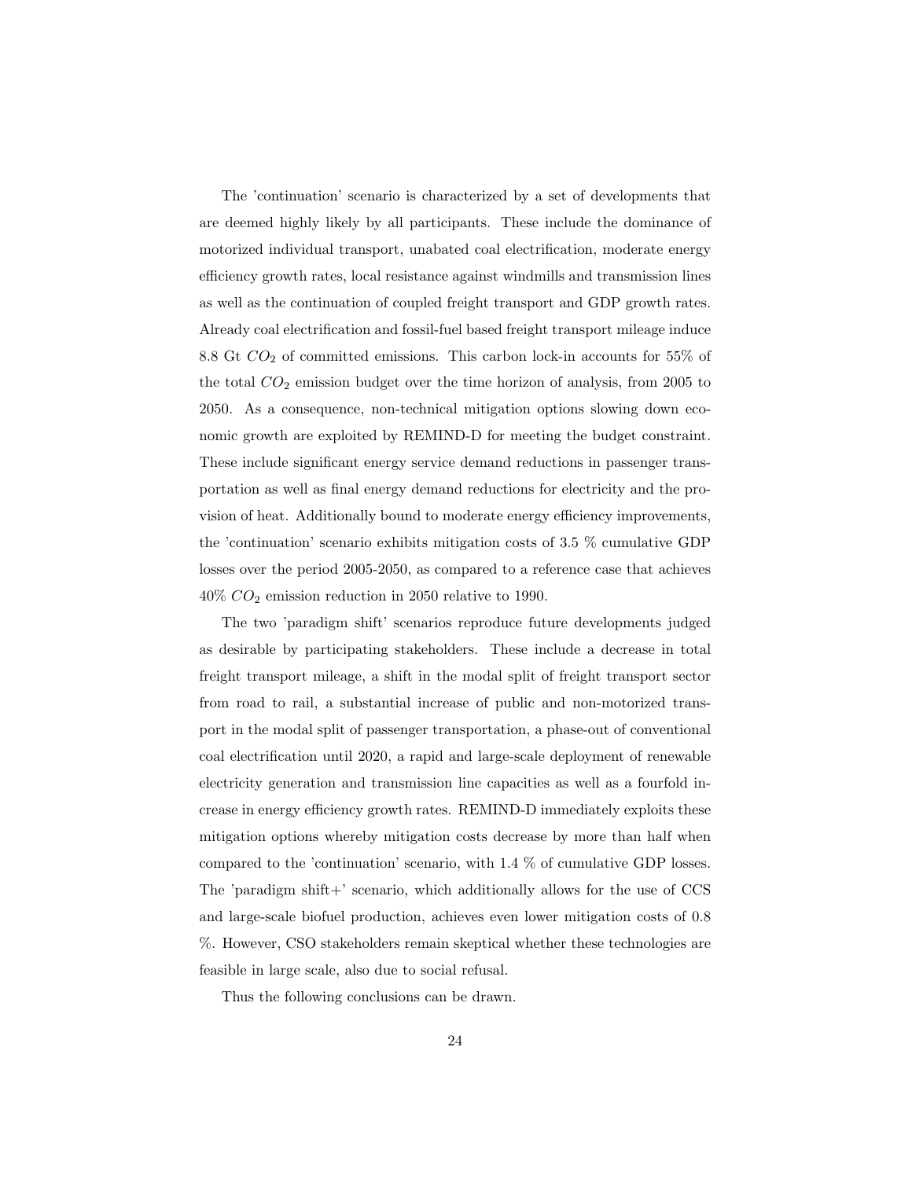The 'continuation' scenario is characterized by a set of developments that are deemed highly likely by all participants. These include the dominance of motorized individual transport, unabated coal electrification, moderate energy efficiency growth rates, local resistance against windmills and transmission lines as well as the continuation of coupled freight transport and GDP growth rates. Already coal electrification and fossil-fuel based freight transport mileage induce 8.8 Gt $CO_2$ of committed emissions. This carbon lock-in accounts for 55% of the total $CO_2$ emission budget over the time horizon of analysis, from 2005 to 2050. As a consequence, non-technical mitigation options slowing down economic growth are exploited by REMIND-D for meeting the budget constraint. These include significant energy service demand reductions in passenger transportation as well as final energy demand reductions for electricity and the provision of heat. Additionally bound to moderate energy efficiency improvements, the 'continuation' scenario exhibits mitigation costs of 3.5 % cumulative GDP losses over the period 2005-2050, as compared to a reference case that achieves 40% $CO_2$ emission reduction in 2050 relative to 1990.

The two 'paradigm shift' scenarios reproduce future developments judged as desirable by participating stakeholders. These include a decrease in total freight transport mileage, a shift in the modal split of freight transport sector from road to rail, a substantial increase of public and non-motorized transport in the modal split of passenger transportation, a phase-out of conventional coal electrification until 2020, a rapid and large-scale deployment of renewable electricity generation and transmission line capacities as well as a fourfold increase in energy efficiency growth rates. REMIND-D immediately exploits these mitigation options whereby mitigation costs decrease by more than half when compared to the 'continuation' scenario, with 1.4 % of cumulative GDP losses. The 'paradigm shift+' scenario, which additionally allows for the use of CCS and large-scale biofuel production, achieves even lower mitigation costs of 0.8 %. However, CSO stakeholders remain skeptical whether these technologies are feasible in large scale, also due to social refusal.

Thus the following conclusions can be drawn.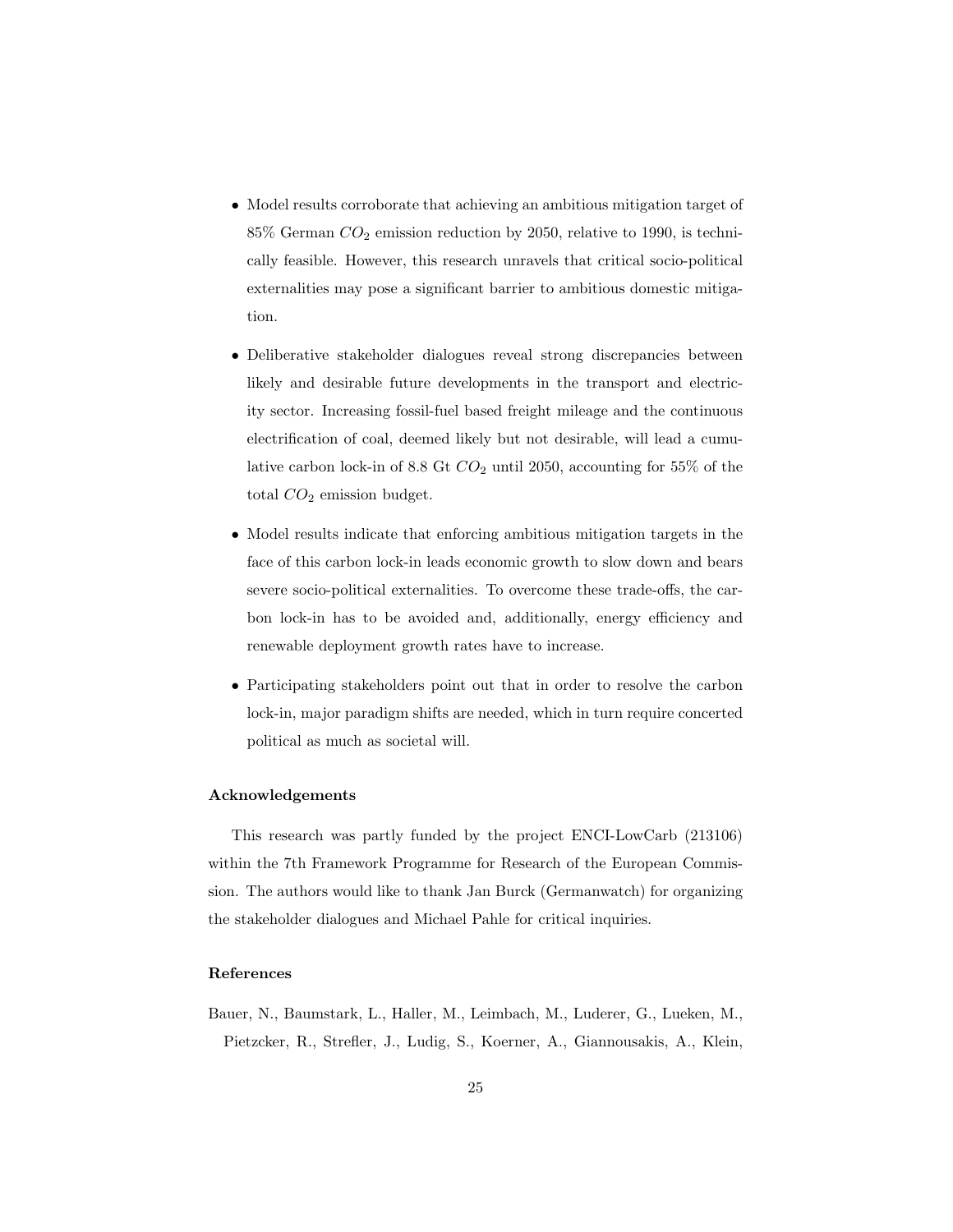- Model results corroborate that achieving an ambitious mitigation target of 85% German $CO_2$ emission reduction by 2050, relative to 1990, is technically feasible. However, this research unravels that critical socio-political externalities may pose a significant barrier to ambitious domestic mitigation.
- Deliberative stakeholder dialogues reveal strong discrepancies between likely and desirable future developments in the transport and electricity sector. Increasing fossil-fuel based freight mileage and the continuous electrification of coal, deemed likely but not desirable, will lead a cumulative carbon lock-in of 8.8 Gt $CO_2$ until 2050, accounting for 55% of the total $CO_2$ emission budget.
- Model results indicate that enforcing ambitious mitigation targets in the face of this carbon lock-in leads economic growth to slow down and bears severe socio-political externalities. To overcome these trade-offs, the carbon lock-in has to be avoided and, additionally, energy efficiency and renewable deployment growth rates have to increase.
- Participating stakeholders point out that in order to resolve the carbon lock-in, major paradigm shifts are needed, which in turn require concerted political as much as societal will.

### Acknowledgements

This research was partly funded by the project ENCI-LowCarb (213106) within the 7th Framework Programme for Research of the European Commission. The authors would like to thank Jan Burck (Germanwatch) for organizing the stakeholder dialogues and Michael Pahle for critical inquiries.

### References

Bauer, N., Baumstark, L., Haller, M., Leimbach, M., Luderer, G., Lueken, M., Pietzcker, R., Strefler, J., Ludig, S., Koerner, A., Giannousakis, A., Klein,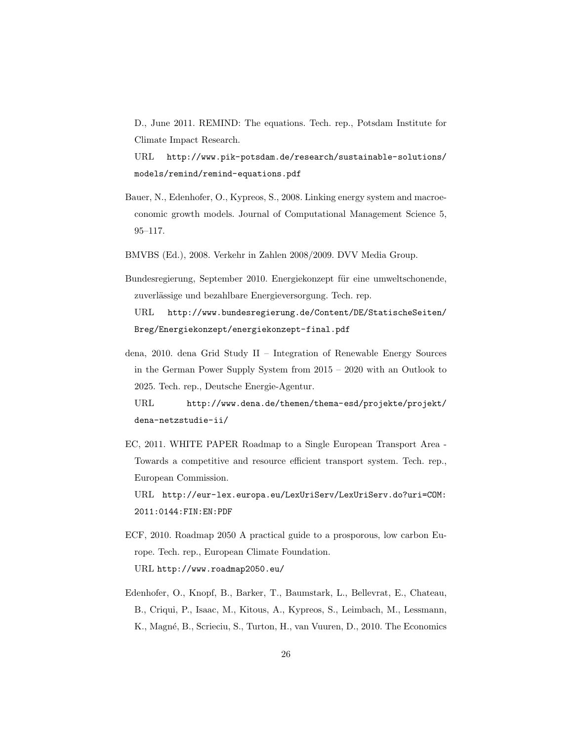D., June 2011. REMIND: The equations. Tech. rep., Potsdam Institute for Climate Impact Research.
URL http://www.pik-potsdam.de/research/sustainable-solutions/models/remind/remind-equations.pdf

Bauer, N., Edenhofer, O., Kypreos, S., 2008. Linking energy system and macroeconomic growth models. Journal of Computational Management Science 5, 95–117.

BMVBS (Ed.), 2008. Verkehr in Zahlen 2008/2009. DVV Media Group.

Bundesregierung, September 2010. Energiekonzept für eine umweltschonende, zuverlässige und bezahlbare Energieversorgung. Tech. rep.
URL http://www.bundesregierung.de/Content/DE/StatischeSeiten/Breg/Energiekonzept/energiekonzept-final.pdf

dena, 2010. dena Grid Study II – Integration of Renewable Energy Sources in the German Power Supply System from 2015 – 2020 with an Outlook to 2025. Tech. rep., Deutsche Energie-Agentur.
URL http://www.dena.de/themen/thema-esd/projekte/projekt/dena-netzstudie-ii/

EC, 2011. WHITE PAPER Roadmap to a Single European Transport Area - Towards a competitive and resource efficient transport system. Tech. rep., European Commission.
URL http://eur-lex.europa.eu/LexUriServ/LexUriServ.do?uri=COM:2011:0144:FIN:EN:PDF

ECF, 2010. Roadmap 2050 A practical guide to a prosporous, low carbon Europe. Tech. rep., European Climate Foundation.
URL http://www.roadmap2050.eu/

Edenhofer, O., Knopf, B., Barker, T., Baumstark, L., Bellevrat, E., Chateau, B., Criqui, P., Isaac, M., Kitous, A., Kypreos, S., Leimbach, M., Lessmann, K., Magné, B., Scrieciu, S., Turton, H., van Vuuren, D., 2010. The Economics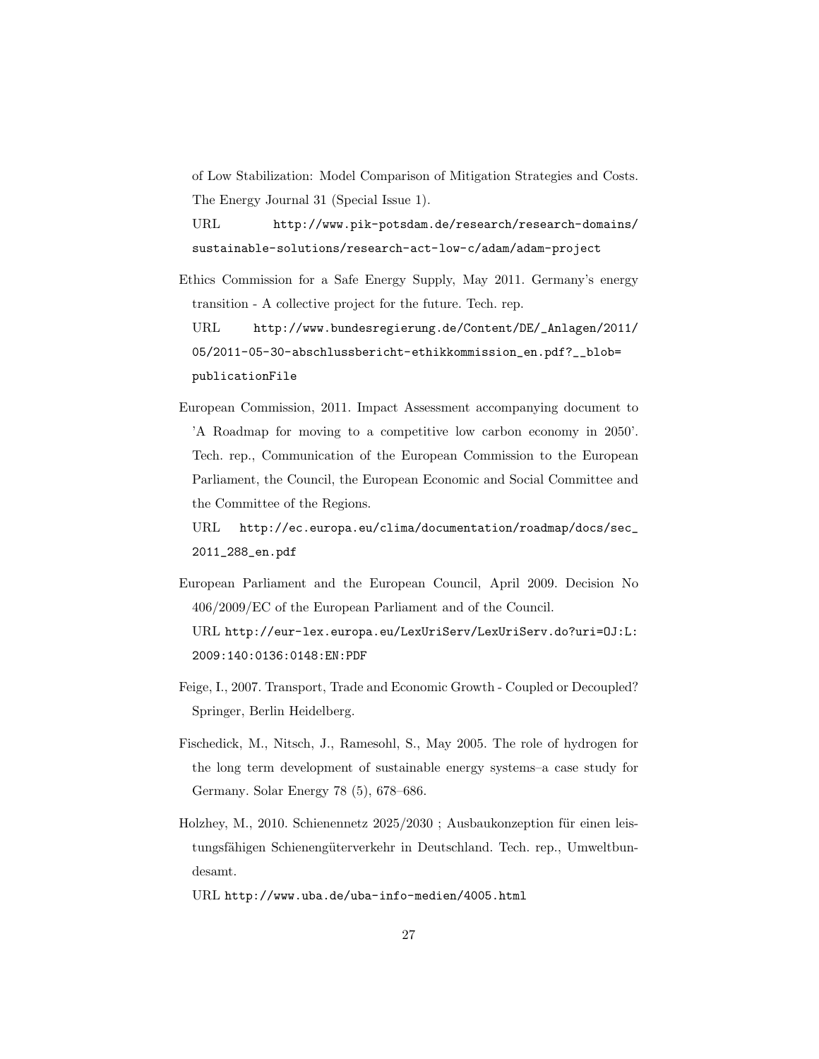of Low Stabilization: Model Comparison of Mitigation Strategies and Costs. The Energy Journal 31 (Special Issue 1).
URL http://www.pik-potsdam.de/research/research-domains/sustainable-solutions/research-act-low-c/adam/adam-project

Ethics Commission for a Safe Energy Supply, May 2011. Germany's energy transition - A collective project for the future. Tech. rep.
URL http://www.bundesregierung.de/Content/DE/_Anlagen/2011/05/2011-05-30-abschlussbericht-ethikkommission_en.pdf?__blob=publicationFile

European Commission, 2011. Impact Assessment accompanying document to 'A Roadmap for moving to a competitive low carbon economy in 2050'. Tech. rep., Communication of the European Commission to the European Parliament, the Council, the European Economic and Social Committee and the Committee of the Regions.
URL http://ec.europa.eu/clima/documentation/roadmap/docs/sec_2011_288_en.pdf

European Parliament and the European Council, April 2009. Decision No 406/2009/EC of the European Parliament and of the Council.
URL http://eur-lex.europa.eu/LexUriServ/LexUriServ.do?uri=OJ:L:2009:140:0136:0148:EN:PDF

Feige, I., 2007. Transport, Trade and Economic Growth - Coupled or Decoupled? Springer, Berlin Heidelberg.

Fischedick, M., Nitsch, J., Ramesohl, S., May 2005. The role of hydrogen for the long term development of sustainable energy systems–a case study for Germany. Solar Energy 78 (5), 678–686.

Holzhey, M., 2010. Schienennetz 2025/2030 ; Ausbaukonzeption für einen leistungsfähigen Schienengüterverkehr in Deutschland. Tech. rep., Umweltbundesamt.
URL http://www.uba.de/uba-info-medien/4005.html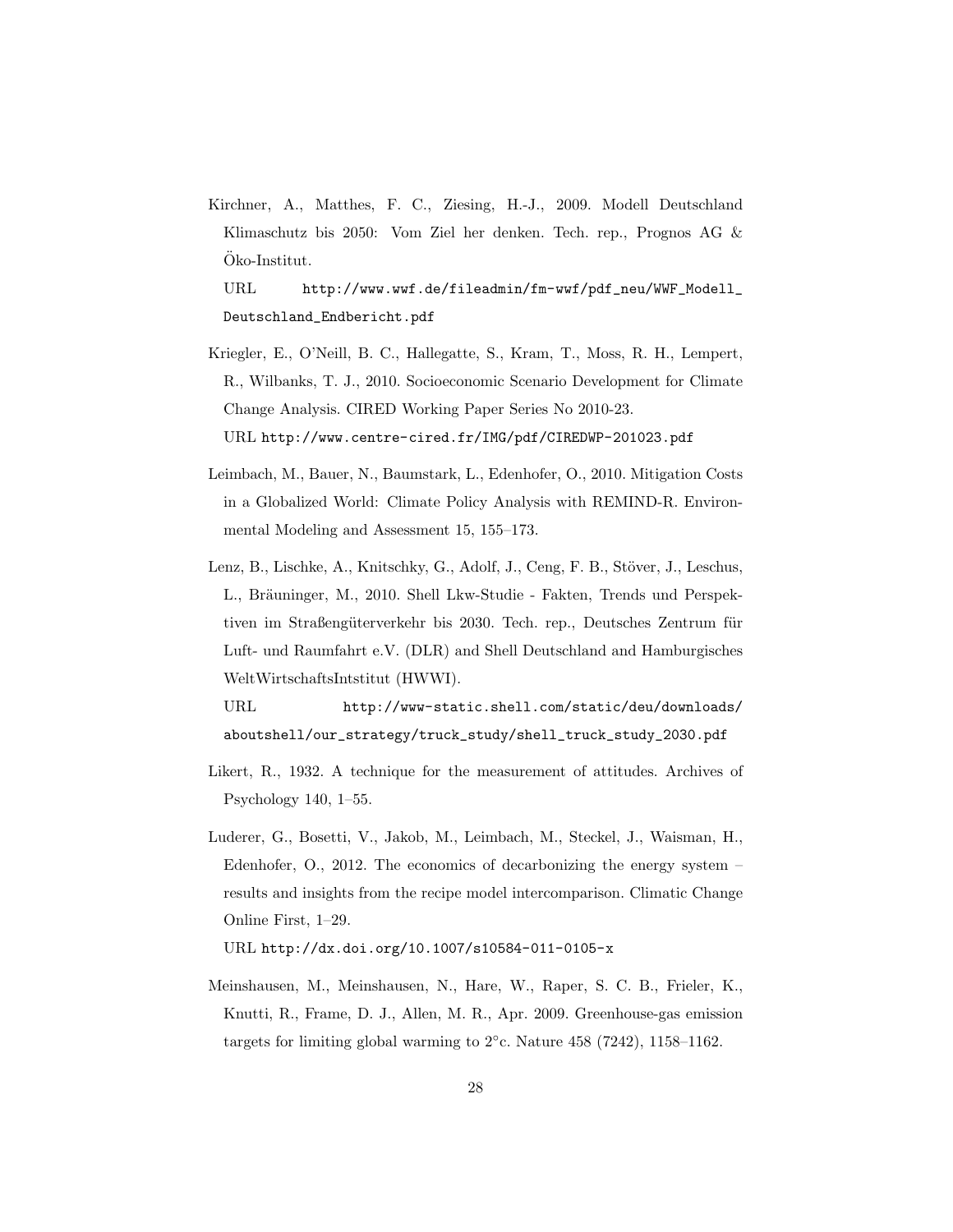Kirchner, A., Matthes, F. C., Ziesing, H.-J., 2009. Modell Deutschland Klimaschutz bis 2050: Vom Ziel her denken. Tech. rep., Prognos AG & Öko-Institut.
URL http://www.wwf.de/fileadmin/fm-wwf/pdf_neu/WWF_Modell_Deutschland_Endbericht.pdf

Kriegler, E., O'Neill, B. C., Hallegatte, S., Kram, T., Moss, R. H., Lempert, R., Wilbanks, T. J., 2010. Socioeconomic Scenario Development for Climate Change Analysis. CIRED Working Paper Series No 2010-23.
URL http://www.centre-cired.fr/IMG/pdf/CIREDWP-201023.pdf

Leimbach, M., Bauer, N., Baumstark, L., Edenhofer, O., 2010. Mitigation Costs in a Globalized World: Climate Policy Analysis with REMIND-R. Environmental Modeling and Assessment 15, 155–173.

Lenz, B., Lischke, A., Knitschky, G., Adolf, J., Ceng, F. B., Stöver, J., Leschus, L., Bräuninger, M., 2010. Shell Lkw-Studie - Fakten, Trends und Perspektiven im Straßengüterverkehr bis 2030. Tech. rep., Deutsches Zentrum für Luft- und Raumfahrt e.V. (DLR) and Shell Deutschland and Hamburgisches WeltWirtschaftsIntstitut (HWWI).
URL http://www-static.shell.com/static/deu/downloads/aboutshell/our_strategy/truck_study/shell_truck_study_2030.pdf

Likert, R., 1932. A technique for the measurement of attitudes. Archives of Psychology 140, 1–55.

Luderer, G., Bosetti, V., Jakob, M., Leimbach, M., Steckel, J., Waisman, H., Edenhofer, O., 2012. The economics of decarbonizing the energy system – results and insights from the recipe model intercomparison. Climatic Change Online First, 1–29.
URL http://dx.doi.org/10.1007/s10584-011-0105-x

Meinshausen, M., Meinshausen, N., Hare, W., Raper, S. C. B., Frieler, K., Knutti, R., Frame, D. J., Allen, M. R., Apr. 2009. Greenhouse-gas emission targets for limiting global warming to $2^{\circ}$c. Nature 458 (7242), 1158–1162.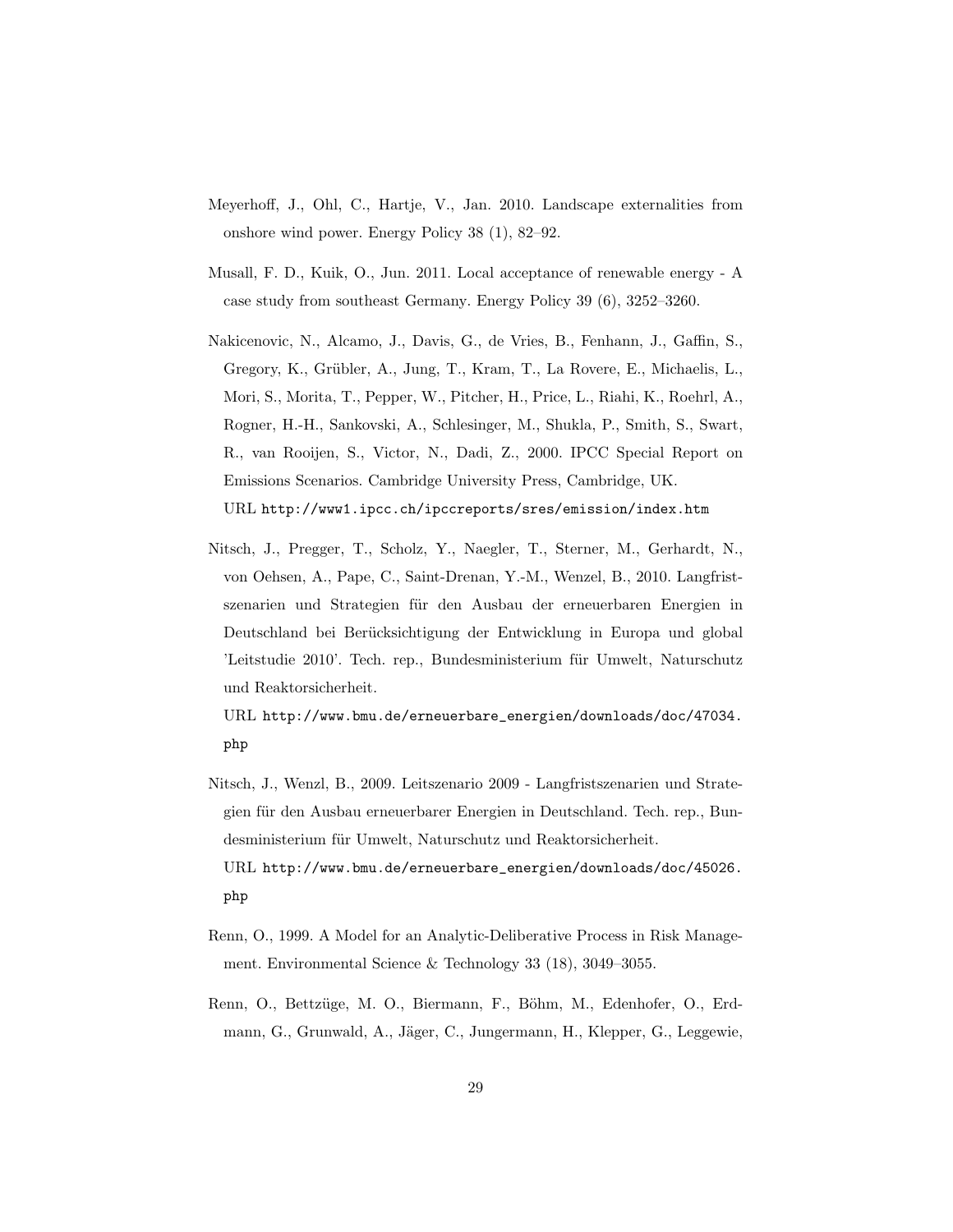Meyerhoff, J., Ohl, C., Hartje, V., Jan. 2010. Landscape externalities from onshore wind power. Energy Policy 38 (1), 82–92.

Musall, F. D., Kuik, O., Jun. 2011. Local acceptance of renewable energy - A case study from southeast Germany. Energy Policy 39 (6), 3252–3260.

Nakicenovic, N., Alcamo, J., Davis, G., de Vries, B., Fenhann, J., Gaffin, S., Gregory, K., Grübler, A., Jung, T., Kram, T., La Rovere, E., Michaelis, L., Mori, S., Morita, T., Pepper, W., Pitcher, H., Price, L., Riahi, K., Roehrl, A., Rogner, H.-H., Sankovski, A., Schlesinger, M., Shukla, P., Smith, S., Swart, R., van Rooijen, S., Victor, N., Dadi, Z., 2000. IPCC Special Report on Emissions Scenarios. Cambridge University Press, Cambridge, UK.
URL http://www1.ipcc.ch/ipccreports/sres/emission/index.htm

Nitsch, J., Pregger, T., Scholz, Y., Naegler, T., Sterner, M., Gerhardt, N., von Oehsen, A., Pape, C., Saint-Drenan, Y.-M., Wenzel, B., 2010. Langfristszenarien und Strategien für den Ausbau der erneuerbaren Energien in Deutschland bei Berücksichtigung der Entwicklung in Europa und global 'Leitstudie 2010'. Tech. rep., Bundesministerium für Umwelt, Naturschutz und Reaktorsicherheit.
URL http://www.bmu.de/erneuerbare_energien/downloads/doc/47034.php

Nitsch, J., Wenzl, B., 2009. Leitszenario 2009 - Langfristszenarien und Strategien für den Ausbau erneuerbarer Energien in Deutschland. Tech. rep., Bundesministerium für Umwelt, Naturschutz und Reaktorsicherheit.
URL http://www.bmu.de/erneuerbare_energien/downloads/doc/45026.php

Renn, O., 1999. A Model for an Analytic-Deliberative Process in Risk Management. Environmental Science & Technology 33 (18), 3049–3055.

Renn, O., Bettzüge, M. O., Biermann, F., Böhm, M., Edenhofer, O., Erdmann, G., Grunwald, A., Jäger, C., Jungermann, H., Klepper, G., Leggewie,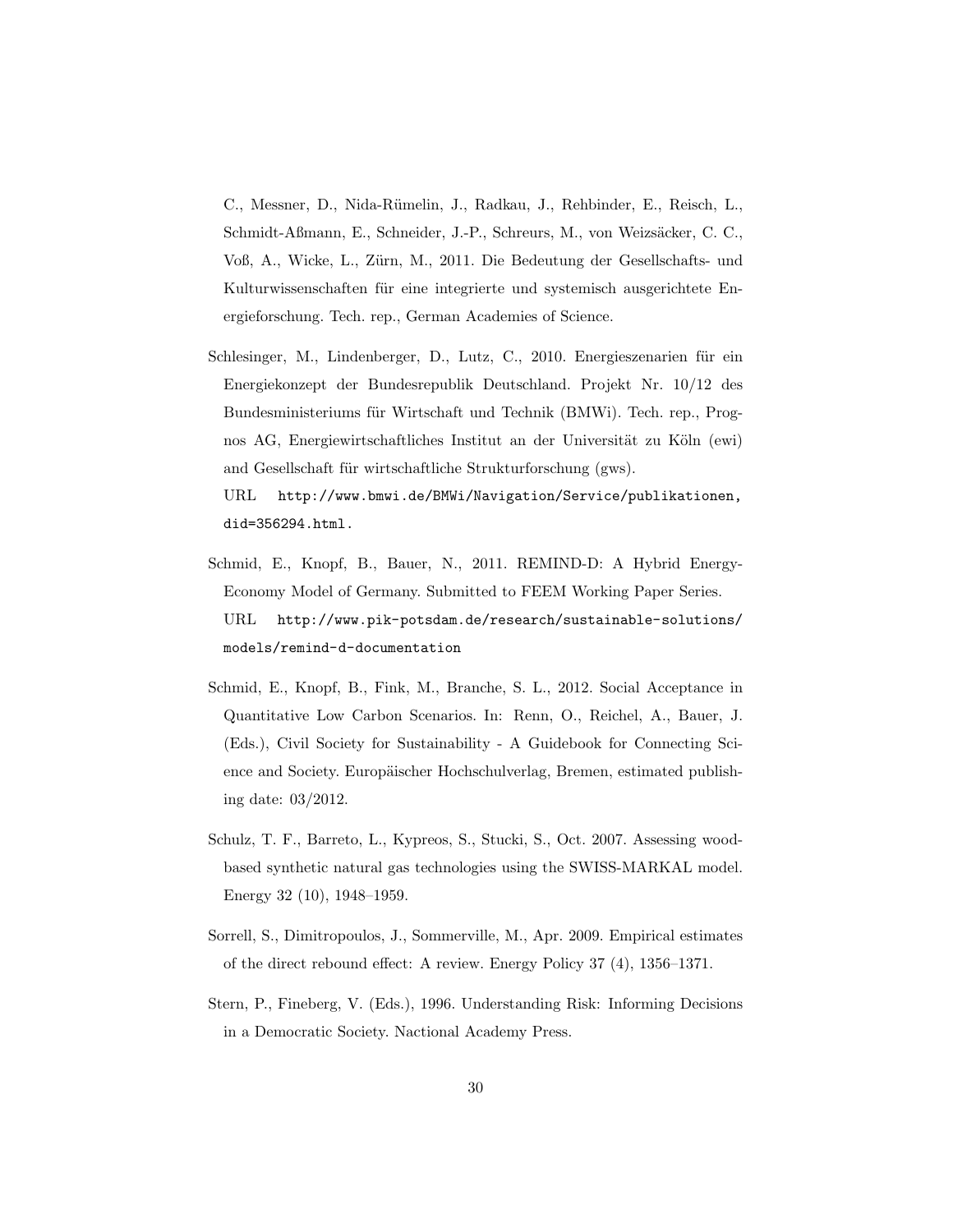C., Messner, D., Nida-Rümelin, J., Radkau, J., Rehbinder, E., Reisch, L., Schmidt-Aßmann, E., Schneider, J.-P., Schreurs, M., von Weizsäcker, C. C., Voß, A., Wicke, L., Zürn, M., 2011. Die Bedeutung der Gesellschafts- und Kulturwissenschaften für eine integrierte und systemisch ausgerichtete Energieforschung. Tech. rep., German Academies of Science.

Schlesinger, M., Lindenberger, D., Lutz, C., 2010. Energieszenarien für ein Energiekonzept der Bundesrepublik Deutschland. Projekt Nr. 10/12 des Bundesministeriums für Wirtschaft und Technik (BMWi). Tech. rep., Prognos AG, Energiewirtschaftliches Institut an der Universität zu Köln (ewi) and Gesellschaft für wirtschaftliche Strukturforschung (gws).
URL `http://www.bmwi.de/BMWi/Navigation/Service/publikationen,did=356294.html.`

Schmid, E., Knopf, B., Bauer, N., 2011. REMIND-D: A Hybrid Energy-Economy Model of Germany. Submitted to FEEM Working Paper Series.
URL `http://www.pik-potsdam.de/research/sustainable-solutions/models/remind-d-documentation`

Schmid, E., Knopf, B., Fink, M., Branche, S. L., 2012. Social Acceptance in Quantitative Low Carbon Scenarios. In: Renn, O., Reichel, A., Bauer, J. (Eds.), Civil Society for Sustainability - A Guidebook for Connecting Science and Society. Europäischer Hochschulverlag, Bremen, estimated publishing date: 03/2012.

Schulz, T. F., Barreto, L., Kypreos, S., Stucki, S., Oct. 2007. Assessing wood-based synthetic natural gas technologies using the SWISS-MARKAL model. Energy 32 (10), 1948–1959.

Sorrell, S., Dimitropoulos, J., Sommerville, M., Apr. 2009. Empirical estimates of the direct rebound effect: A review. Energy Policy 37 (4), 1356–1371.

Stern, P., Fineberg, V. (Eds.), 1996. Understanding Risk: Informing Decisions in a Democratic Society. Nactional Academy Press.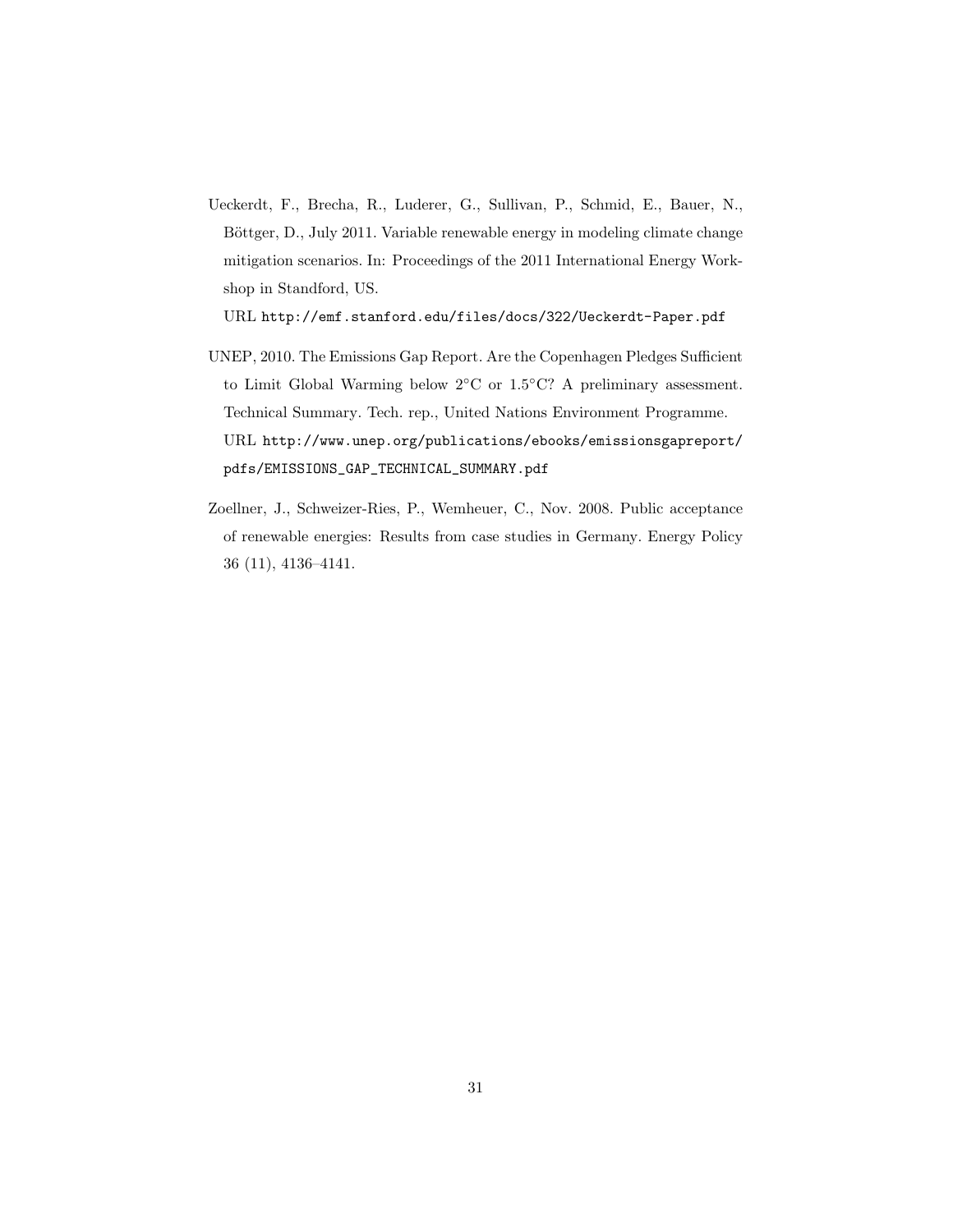Ueckerdt, F., Brecha, R., Luderer, G., Sullivan, P., Schmid, E., Bauer, N., Böttger, D., July 2011. Variable renewable energy in modeling climate change mitigation scenarios. In: Proceedings of the 2011 International Energy Workshop in Standford, US.
URL http://emf.stanford.edu/files/docs/322/Ueckerdt-Paper.pdf

UNEP, 2010. The Emissions Gap Report. Are the Copenhagen Pledges Sufficient to Limit Global Warming below 2°C or 1.5°C? A preliminary assessment. Technical Summary. Tech. rep., United Nations Environment Programme.
URL http://www.unep.org/publications/ebooks/emissionsgapreport/pdfs/EMISSIONS_GAP_TECHNICAL_SUMMARY.pdf

Zoellner, J., Schweizer-Ries, P., Wemheuer, C., Nov. 2008. Public acceptance of renewable energies: Results from case studies in Germany. Energy Policy 36 (11), 4136–4141.